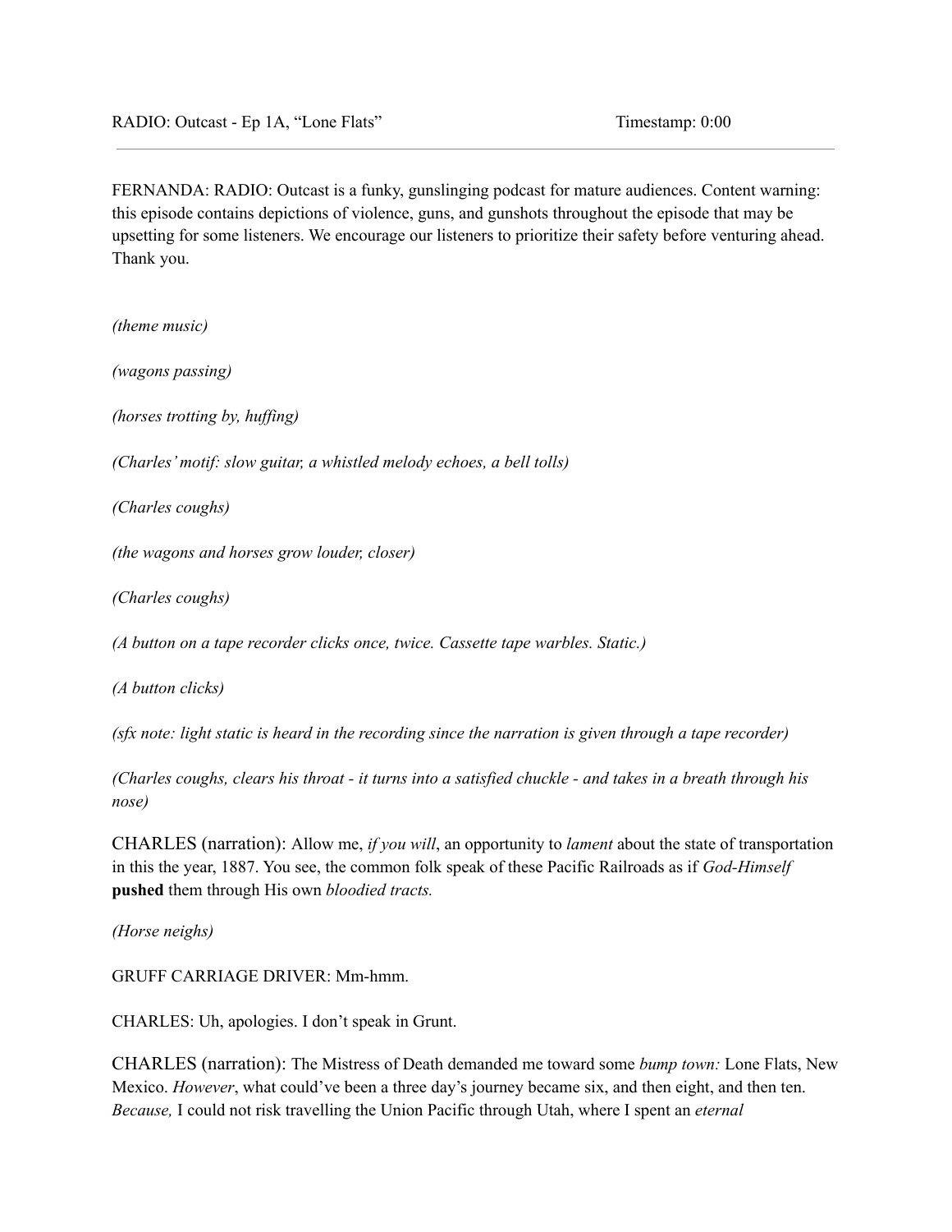RADIO: Outcast - Ep 1A, "Lone Flats" Timestamp: 0:00

---

FERNANDA: RADIO: Outcast is a funky, gunslinging podcast for mature audiences. Content warning: this episode contains depictions of violence, guns, and gunshots throughout the episode that may be upsetting for some listeners. We encourage our listeners to prioritize their safety before venturing ahead. Thank you.

*(theme music)*

*(wagons passing)*

*(horses trotting by, huffing)*

*(Charles' motif: slow guitar, a whistled melody echoes, a bell tolls)*

*(Charles coughs)*

*(the wagons and horses grow louder, closer)*

*(Charles coughs)*

*(A button on a tape recorder clicks once, twice. Cassette tape warbles. Static.)*

*(A button clicks)*

*(sfx note: light static is heard in the recording since the narration is given through a tape recorder)*

*(Charles coughs, clears his throat - it turns into a satisfied chuckle - and takes in a breath through his nose)*

CHARLES (narration): Allow me, *if you will*, an opportunity to *lament* about the state of transportation in this the year, 1887. You see, the common folk speak of these Pacific Railroads as if *God-Himself* **pushed** them through His own *bloodied tracts.*

*(Horse neighs)*

GRUFF CARRIAGE DRIVER: Mm-hmm.

CHARLES: Uh, apologies. I don't speak in Grunt.

CHARLES (narration): The Mistress of Death demanded me toward some *bump town:* Lone Flats, New Mexico. *However*, what could've been a three day's journey became six, and then eight, and then ten. *Because,* I could not risk travelling the Union Pacific through Utah, where I spent an *eternal*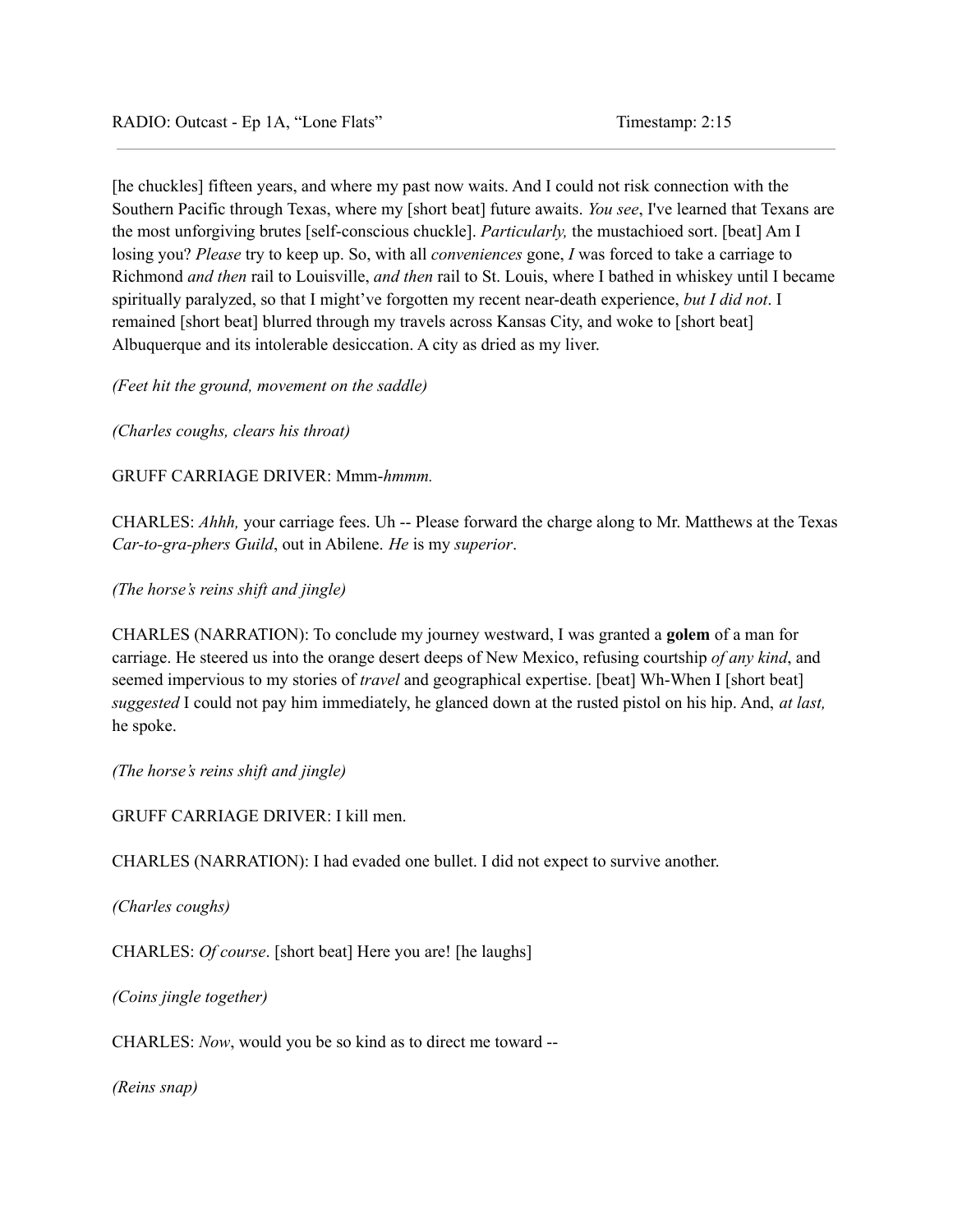[he chuckles] fifteen years, and where my past now waits. And I could not risk connection with the Southern Pacific through Texas, where my [short beat] future awaits. *You see*, I've learned that Texans are the most unforgiving brutes [self-conscious chuckle]. *Particularly,* the mustachioed sort. [beat] Am I losing you? *Please* try to keep up. So, with all *conveniences* gone, *I* was forced to take a carriage to Richmond *and then* rail to Louisville, *and then* rail to St. Louis, where I bathed in whiskey until I became spiritually paralyzed, so that I might've forgotten my recent near-death experience, *but I did not*. I remained [short beat] blurred through my travels across Kansas City, and woke to [short beat] Albuquerque and its intolerable desiccation. A city as dried as my liver.

*(Feet hit the ground, movement on the saddle)*

*(Charles coughs, clears his throat)*

GRUFF CARRIAGE DRIVER: Mmm-*hmmm.*

CHARLES: *Ahhh,* your carriage fees. Uh -- Please forward the charge along to Mr. Matthews at the Texas *Car-to-gra-phers Guild*, out in Abilene. *He* is my *superior*.

*(The horse's reins shift and jingle)*

CHARLES (NARRATION): To conclude my journey westward, I was granted a **golem** of a man for carriage. He steered us into the orange desert deeps of New Mexico, refusing courtship *of any kind*, and seemed impervious to my stories of *travel* and geographical expertise. [beat] Wh-When I [short beat] *suggested* I could not pay him immediately, he glanced down at the rusted pistol on his hip. And, *at last,* he spoke.

*(The horse's reins shift and jingle)*

GRUFF CARRIAGE DRIVER: I kill men.

CHARLES (NARRATION): I had evaded one bullet. I did not expect to survive another.

*(Charles coughs)*

CHARLES: *Of course*. [short beat] Here you are! [he laughs]

*(Coins jingle together)*

CHARLES: *Now*, would you be so kind as to direct me toward --

*(Reins snap)*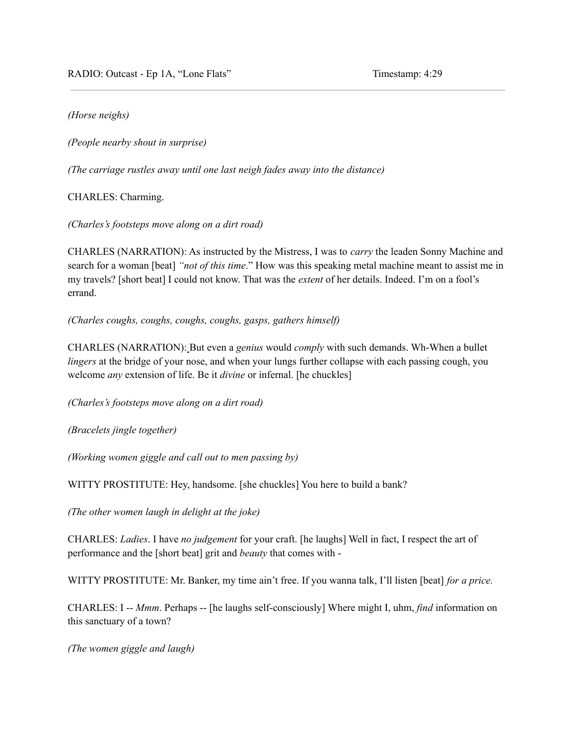*(Horse neighs)*

*(People nearby shout in surprise)*

*(The carriage rustles away until one last neigh fades away into the distance)*

CHARLES: Charming.

*(Charles's footsteps move along on a dirt road)*

CHARLES (NARRATION): As instructed by the Mistress, I was to *carry* the leaden Sonny Machine and search for a woman [beat] *"not of this time*." How was this speaking metal machine meant to assist me in my travels? [short beat] I could not know. That was the *extent* of her details. Indeed. I'm on a fool's errand.

*(Charles coughs, coughs, coughs, coughs, gasps, gathers himself)*

CHARLES (NARRATION): But even a *genius* would *comply* with such demands. Wh-When a bullet *lingers* at the bridge of your nose, and when your lungs further collapse with each passing cough, you welcome *any* extension of life. Be it *divine* or infernal. [he chuckles]

*(Charles's footsteps move along on a dirt road)*

*(Bracelets jingle together)*

*(Working women giggle and call out to men passing by)*

WITTY PROSTITUTE: Hey, handsome. [she chuckles] You here to build a bank?

*(The other women laugh in delight at the joke)*

CHARLES: *Ladies*. I have *no judgement* for your craft. [he laughs] Well in fact, I respect the art of performance and the [short beat] grit and *beauty* that comes with -

WITTY PROSTITUTE: Mr. Banker, my time ain't free. If you wanna talk, I'll listen [beat] *for a price.*

CHARLES: I -- *Mmm*. Perhaps -- [he laughs self-consciously] Where might I, uhm, *find* information on this sanctuary of a town?

*(The women giggle and laugh)*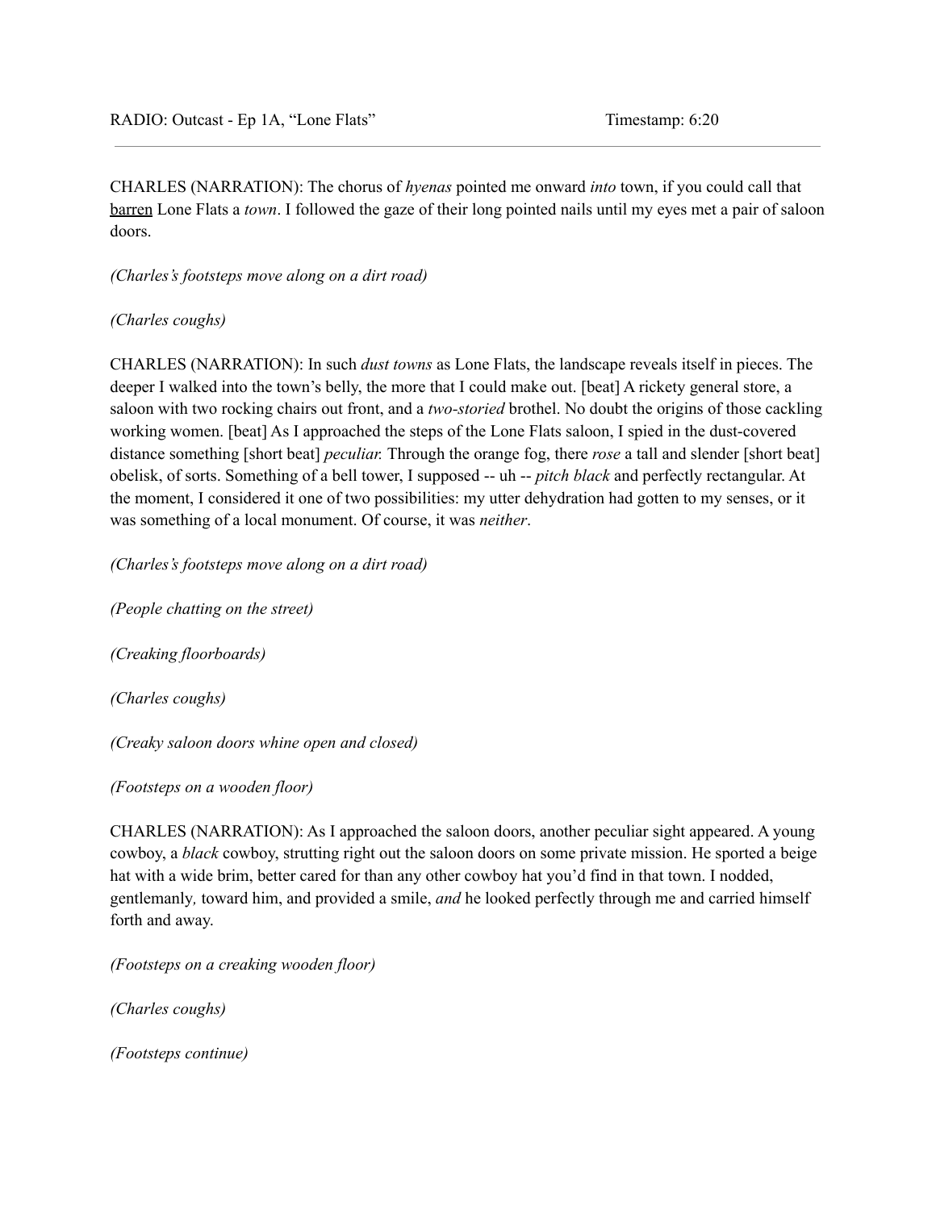CHARLES (NARRATION): The chorus of *hyenas* pointed me onward *into* town, if you could call that <u>barren</u> Lone Flats a *town*. I followed the gaze of their long pointed nails until my eyes met a pair of saloon doors.

*(Charles's footsteps move along on a dirt road)*

*(Charles coughs)*

CHARLES (NARRATION): In such *dust towns* as Lone Flats, the landscape reveals itself in pieces. The deeper I walked into the town's belly, the more that I could make out. [beat] A rickety general store, a saloon with two rocking chairs out front, and a *two-storied* brothel. No doubt the origins of those cackling working women. [beat] As I approached the steps of the Lone Flats saloon, I spied in the dust-covered distance something [short beat] *peculiar.* Through the orange fog, there *rose* a tall and slender [short beat] obelisk, of sorts. Something of a bell tower, I supposed -- uh -- *pitch black* and perfectly rectangular. At the moment, I considered it one of two possibilities: my utter dehydration had gotten to my senses, or it was something of a local monument. Of course, it was *neither*.

*(Charles's footsteps move along on a dirt road)*

*(People chatting on the street)*

*(Creaking floorboards)*

*(Charles coughs)*

*(Creaky saloon doors whine open and closed)*

*(Footsteps on a wooden floor)*

CHARLES (NARRATION): As I approached the saloon doors, another peculiar sight appeared. A young cowboy, a *black* cowboy, strutting right out the saloon doors on some private mission. He sported a beige hat with a wide brim, better cared for than any other cowboy hat you'd find in that town. I nodded, gentlemanly*,* toward him, and provided a smile, *and* he looked perfectly through me and carried himself forth and away.

*(Footsteps on a creaking wooden floor)*

*(Charles coughs)*

*(Footsteps continue)*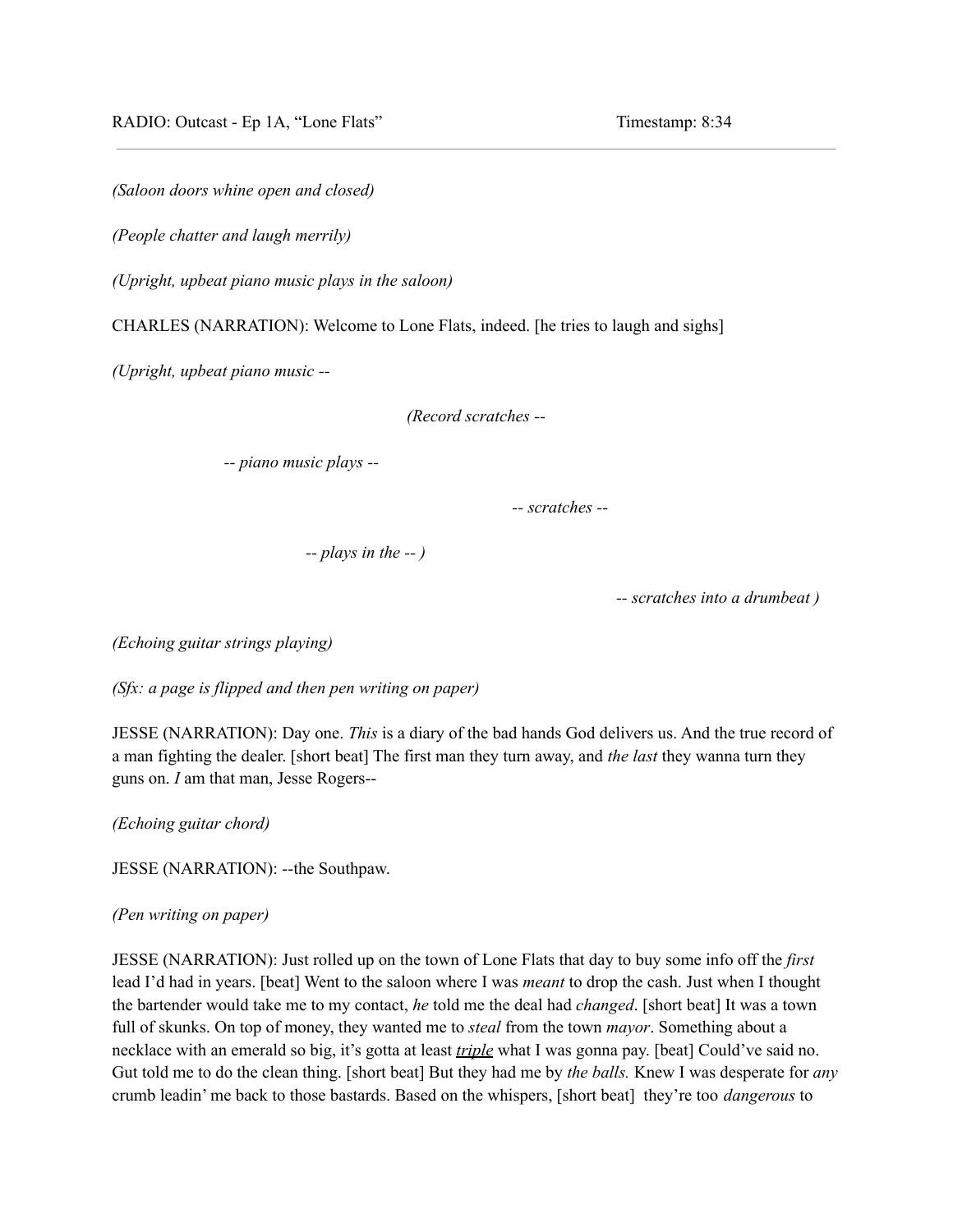*(Saloon doors whine open and closed)*

*(People chatter and laugh merrily)*

*(Upright, upbeat piano music plays in the saloon)*

CHARLES (NARRATION): Welcome to Lone Flats, indeed. [he tries to laugh and sighs]

*(Upright, upbeat piano music --*

*(Record scratches --*

*-- piano music plays --*

*-- scratches --*

*-- plays in the -- )*

*-- scratches into a drumbeat )*

*(Echoing guitar strings playing)*

*(Sfx: a page is flipped and then pen writing on paper)*

JESSE (NARRATION): Day one. *This* is a diary of the bad hands God delivers us. And the true record of a man fighting the dealer. [short beat] The first man they turn away, and *the last* they wanna turn they guns on. *I* am that man, Jesse Rogers--

*(Echoing guitar chord)*

JESSE (NARRATION): --the Southpaw.

*(Pen writing on paper)*

JESSE (NARRATION): Just rolled up on the town of Lone Flats that day to buy some info off the *first* lead I'd had in years. [beat] Went to the saloon where I was *meant* to drop the cash. Just when I thought the bartender would take me to my contact, *he* told me the deal had *changed*. [short beat] It was a town full of skunks. On top of money, they wanted me to *steal* from the town *mayor*. Something about a necklace with an emerald so big, it's gotta at least ***triple*** what I was gonna pay. [beat] Could've said no. Gut told me to do the clean thing. [short beat] But they had me by *the balls.* Knew I was desperate for *any* crumb leadin' me back to those bastards. Based on the whispers, [short beat] they're too *dangerous* to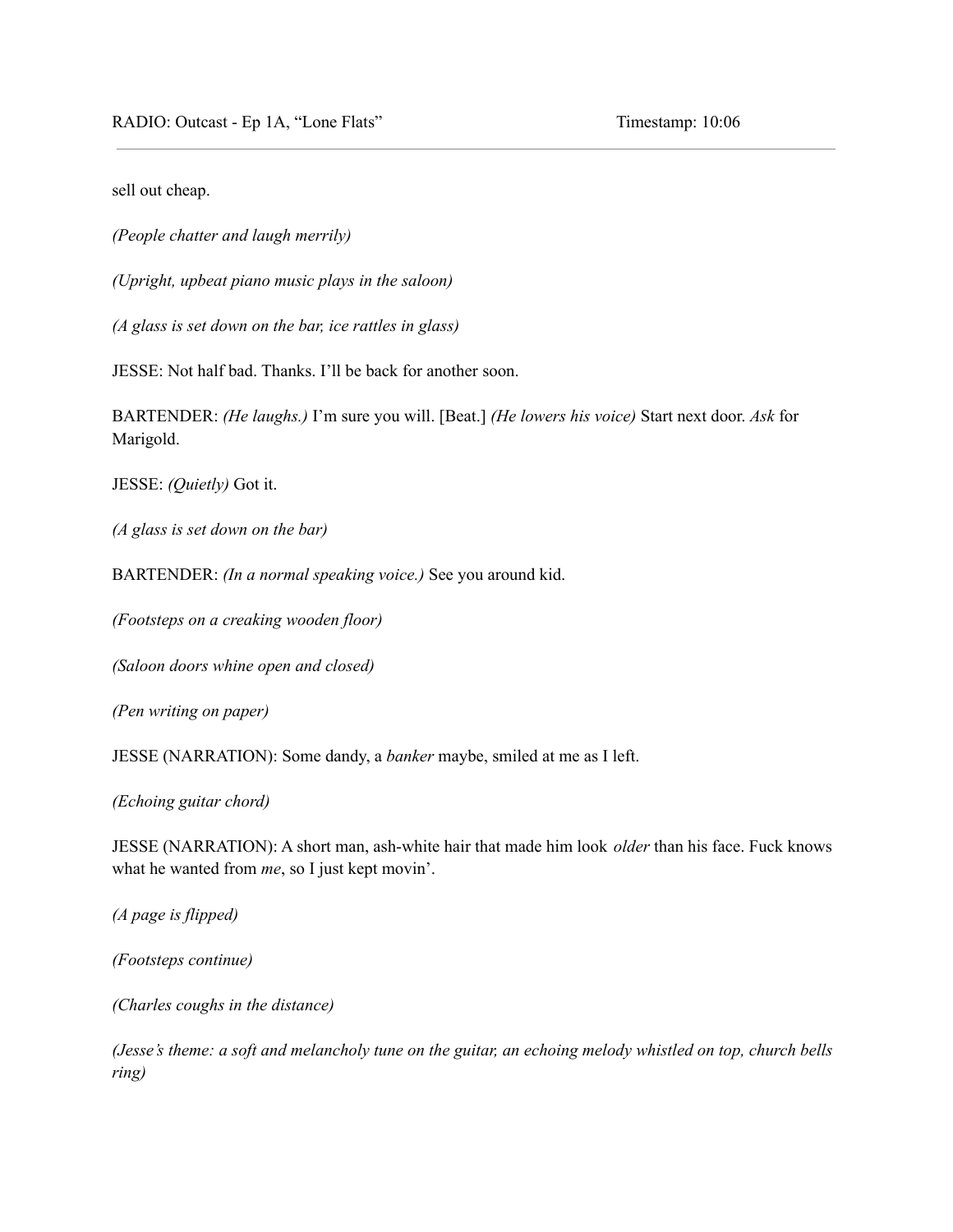sell out cheap.

*(People chatter and laugh merrily)*

*(Upright, upbeat piano music plays in the saloon)*

*(A glass is set down on the bar, ice rattles in glass)*

JESSE: Not half bad. Thanks. I'll be back for another soon.

BARTENDER: *(He laughs.)* I'm sure you will. [Beat.] *(He lowers his voice)* Start next door. *Ask* for Marigold.

JESSE: *(Quietly)* Got it.

*(A glass is set down on the bar)*

BARTENDER: *(In a normal speaking voice.)* See you around kid.

*(Footsteps on a creaking wooden floor)*

*(Saloon doors whine open and closed)*

*(Pen writing on paper)*

JESSE (NARRATION): Some dandy, a *banker* maybe, smiled at me as I left.

*(Echoing guitar chord)*

JESSE (NARRATION): A short man, ash-white hair that made him look *older* than his face. Fuck knows what he wanted from *me*, so I just kept movin'.

*(A page is flipped)*

*(Footsteps continue)*

*(Charles coughs in the distance)*

*(Jesse's theme: a soft and melancholy tune on the guitar, an echoing melody whistled on top, church bells ring)*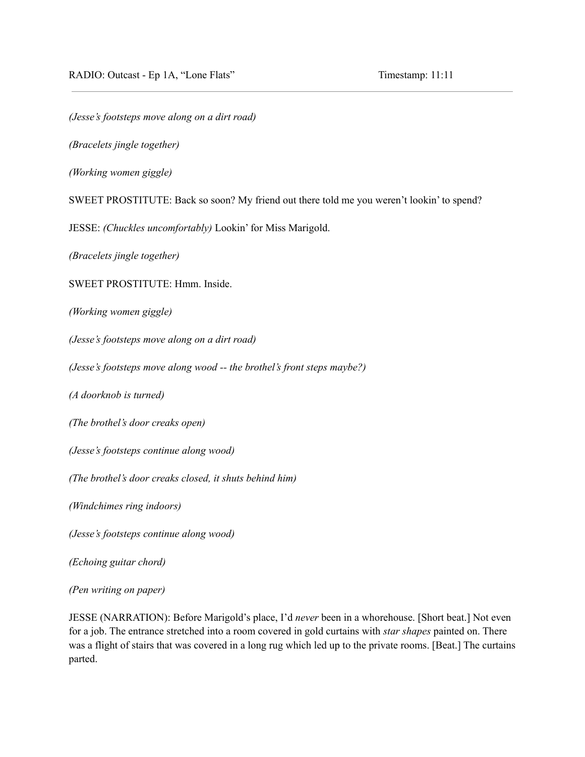*(Jesse's footsteps move along on a dirt road)*

*(Bracelets jingle together)*

*(Working women giggle)*

SWEET PROSTITUTE: Back so soon? My friend out there told me you weren't lookin' to spend?

JESSE: *(Chuckles uncomfortably)* Lookin' for Miss Marigold.

*(Bracelets jingle together)*

SWEET PROSTITUTE: Hmm. Inside.

*(Working women giggle)*

*(Jesse's footsteps move along on a dirt road)*

*(Jesse's footsteps move along wood -- the brothel's front steps maybe?)*

*(A doorknob is turned)*

*(The brothel's door creaks open)*

*(Jesse's footsteps continue along wood)*

*(The brothel's door creaks closed, it shuts behind him)*

*(Windchimes ring indoors)*

*(Jesse's footsteps continue along wood)*

*(Echoing guitar chord)*

*(Pen writing on paper)*

JESSE (NARRATION): Before Marigold's place, I'd *never* been in a whorehouse. [Short beat.] Not even for a job. The entrance stretched into a room covered in gold curtains with *star shapes* painted on. There was a flight of stairs that was covered in a long rug which led up to the private rooms. [Beat.] The curtains parted.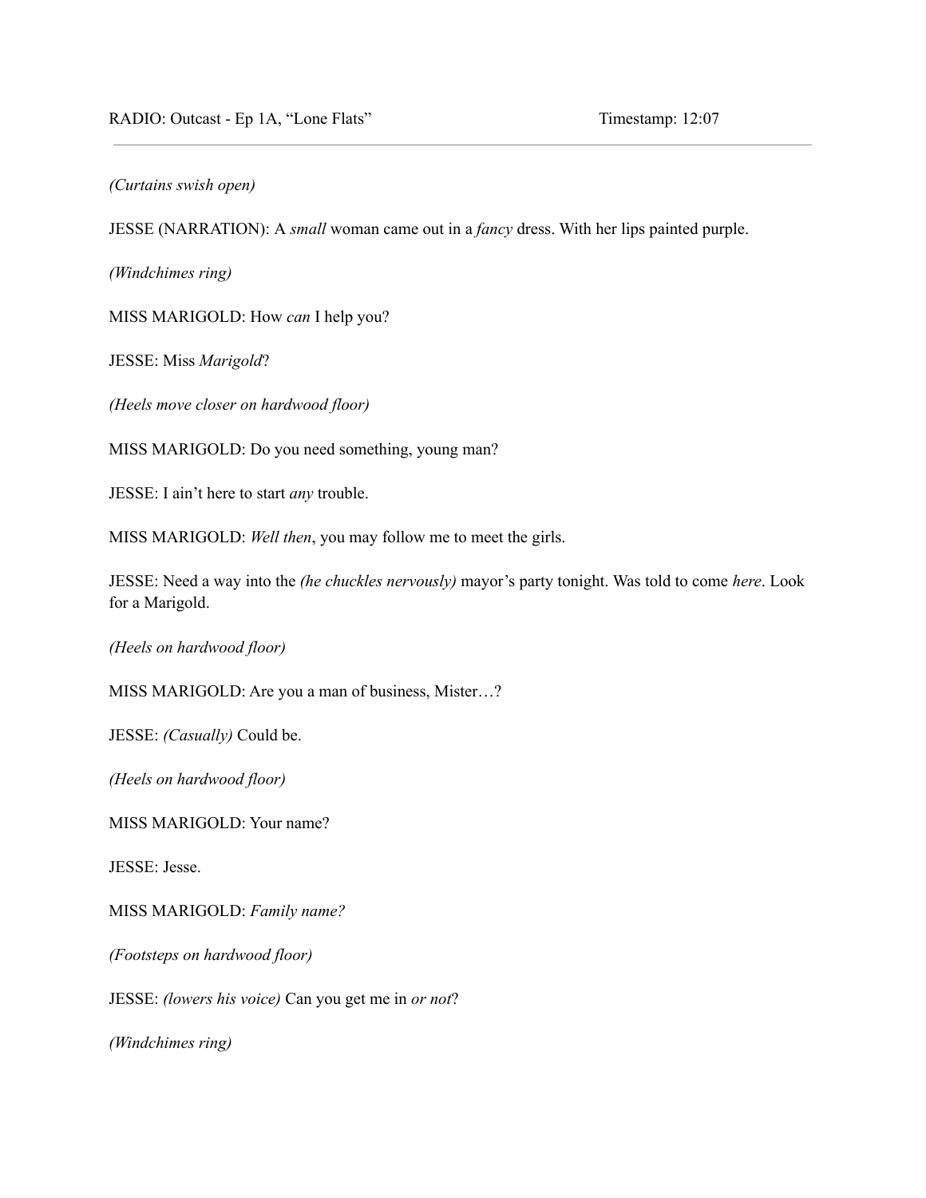*(Curtains swish open)*

JESSE (NARRATION): A *small* woman came out in a *fancy* dress. With her lips painted purple.

*(Windchimes ring)*

MISS MARIGOLD: How *can* I help you?

JESSE: Miss *Marigold*?

*(Heels move closer on hardwood floor)*

MISS MARIGOLD: Do you need something, young man?

JESSE: I ain't here to start *any* trouble.

MISS MARIGOLD: *Well then*, you may follow me to meet the girls.

JESSE: Need a way into the *(he chuckles nervously)* mayor's party tonight. Was told to come *here*. Look for a Marigold.

*(Heels on hardwood floor)*

MISS MARIGOLD: Are you a man of business, Mister…?

JESSE: *(Casually)* Could be.

*(Heels on hardwood floor)*

MISS MARIGOLD: Your name?

JESSE: Jesse.

MISS MARIGOLD: *Family name?*

*(Footsteps on hardwood floor)*

JESSE: *(lowers his voice)* Can you get me in *or not*?

*(Windchimes ring)*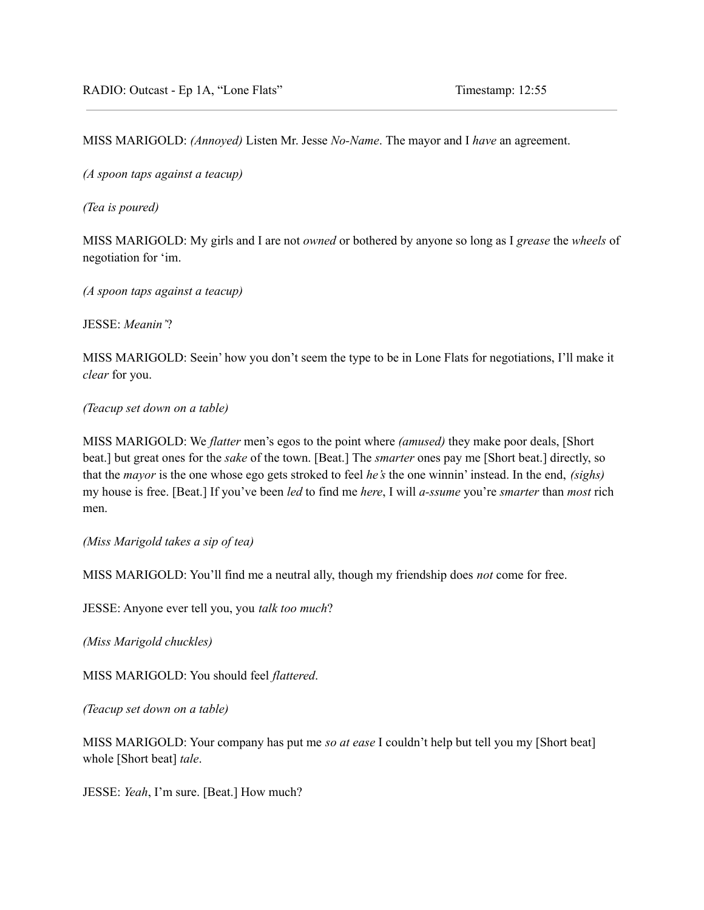MISS MARIGOLD: *(Annoyed)* Listen Mr. Jesse *No-Name*. The mayor and I *have* an agreement.

*(A spoon taps against a teacup)*

*(Tea is poured)*

MISS MARIGOLD: My girls and I are not *owned* or bothered by anyone so long as I *grease* the *wheels* of negotiation for 'im.

*(A spoon taps against a teacup)*

JESSE: *Meanin'*?

MISS MARIGOLD: Seein' how you don't seem the type to be in Lone Flats for negotiations, I'll make it *clear* for you.

*(Teacup set down on a table)*

MISS MARIGOLD: We *flatter* men's egos to the point where *(amused)* they make poor deals, [Short beat.] but great ones for the *sake* of the town. [Beat.] The *smarter* ones pay me [Short beat.] directly, so that the *mayor* is the one whose ego gets stroked to feel *he's* the one winnin' instead. In the end, *(sighs)* my house is free. [Beat.] If you've been *led* to find me *here*, I will *a-ssume* you're *smarter* than *most* rich men.

*(Miss Marigold takes a sip of tea)*

MISS MARIGOLD: You'll find me a neutral ally, though my friendship does *not* come for free.

JESSE: Anyone ever tell you, you *talk too much*?

*(Miss Marigold chuckles)*

MISS MARIGOLD: You should feel *flattered*.

*(Teacup set down on a table)*

MISS MARIGOLD: Your company has put me *so at ease* I couldn't help but tell you my [Short beat] whole [Short beat] *tale*.

JESSE: *Yeah*, I'm sure. [Beat.] How much?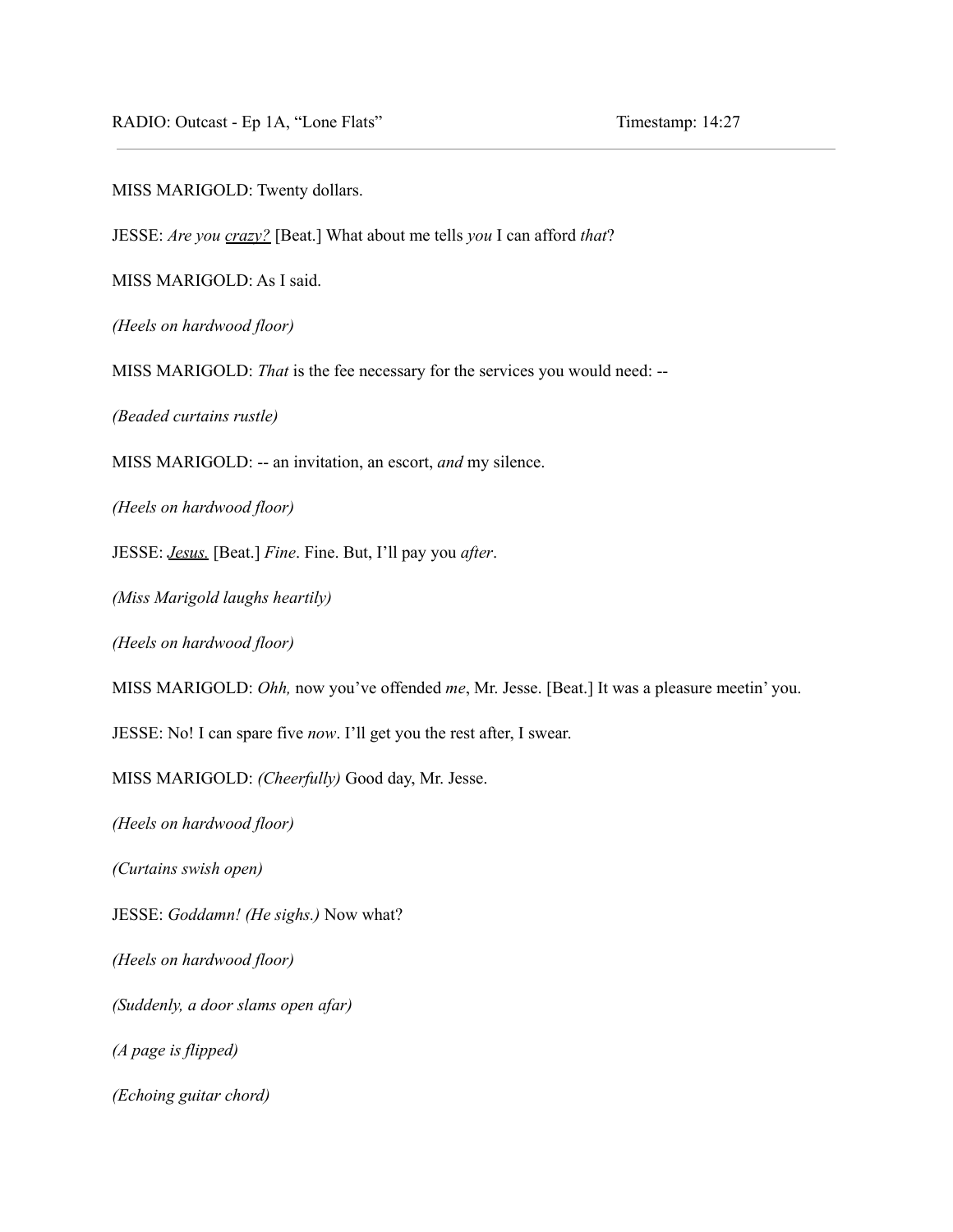MISS MARIGOLD: Twenty dollars.

JESSE: *Are you <u>crazy?</u>* [Beat.] What about me tells *you* I can afford *that*?

MISS MARIGOLD: As I said.

*(Heels on hardwood floor)*

MISS MARIGOLD: *That* is the fee necessary for the services you would need: --

*(Beaded curtains rustle)*

MISS MARIGOLD: -- an invitation, an escort, *and* my silence.

*(Heels on hardwood floor)*

JESSE: *<u>Jesus.</u>* [Beat.] *Fine*. Fine. But, I'll pay you *after*.

*(Miss Marigold laughs heartily)*

*(Heels on hardwood floor)*

MISS MARIGOLD: *Ohh,* now you've offended *me*, Mr. Jesse. [Beat.] It was a pleasure meetin' you.

JESSE: No! I can spare five *now*. I'll get you the rest after, I swear.

MISS MARIGOLD: *(Cheerfully)* Good day, Mr. Jesse.

*(Heels on hardwood floor)*

*(Curtains swish open)*

JESSE: *Goddamn! (He sighs.)* Now what?

*(Heels on hardwood floor)*

*(Suddenly, a door slams open afar)*

*(A page is flipped)*

*(Echoing guitar chord)*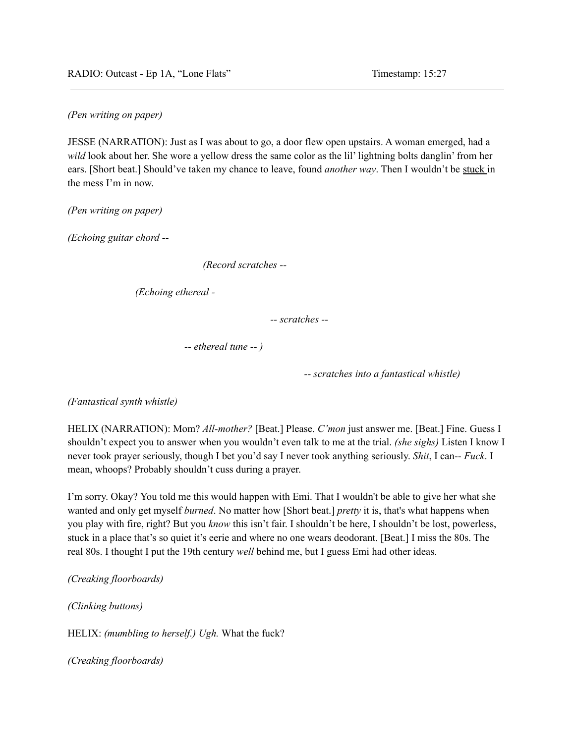*(Pen writing on paper)*

JESSE (NARRATION): Just as I was about to go, a door flew open upstairs. A woman emerged, had a *wild* look about her. She wore a yellow dress the same color as the lil' lightning bolts danglin' from her ears. [Short beat.] Should've taken my chance to leave, found *another way*. Then I wouldn't be <u>stuck</u> in the mess I'm in now.

*(Pen writing on paper)*

*(Echoing guitar chord --*

*(Record scratches --*

*(Echoing ethereal -*

*-- scratches --*

*-- ethereal tune -- )*

*-- scratches into a fantastical whistle)*

*(Fantastical synth whistle)*

HELIX (NARRATION): Mom? *All-mother?* [Beat.] Please. *C'mon* just answer me. [Beat.] Fine. Guess I shouldn't expect you to answer when you wouldn't even talk to me at the trial. *(she sighs)* Listen I know I never took prayer seriously, though I bet you'd say I never took anything seriously. *Shit*, I can-- *Fuck*. I mean, whoops? Probably shouldn't cuss during a prayer.

I'm sorry. Okay? You told me this would happen with Emi. That I wouldn't be able to give her what she wanted and only get myself *burned*. No matter how [Short beat.] *pretty* it is, that's what happens when you play with fire, right? But you *know* this isn't fair. I shouldn't be here, I shouldn't be lost, powerless, stuck in a place that's so quiet it's eerie and where no one wears deodorant. [Beat.] I miss the 80s. The real 80s. I thought I put the 19th century *well* behind me, but I guess Emi had other ideas.

*(Creaking floorboards)*

*(Clinking buttons)*

HELIX: *(mumbling to herself.) Ugh.* What the fuck?

*(Creaking floorboards)*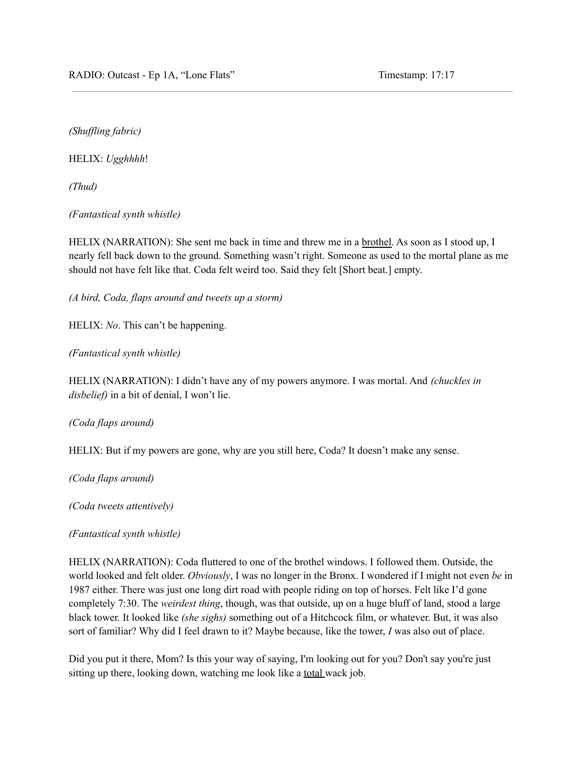*(Shuffling fabric)*

HELIX: *Ugghhhh*!

*(Thud)*

*(Fantastical synth whistle)*

HELIX (NARRATION): She sent me back in time and threw me in a brothel. As soon as I stood up, I nearly fell back down to the ground. Something wasn't right. Someone as used to the mortal plane as me should not have felt like that. Coda felt weird too. Said they felt [Short beat.] empty.

*(A bird, Coda, flaps around and tweets up a storm)*

HELIX: *No*. This can't be happening.

*(Fantastical synth whistle)*

HELIX (NARRATION): I didn't have any of my powers anymore. I was mortal. And *(chuckles in disbelief)* in a bit of denial, I won't lie.

*(Coda flaps around)*

HELIX: But if my powers are gone, why are you still here, Coda? It doesn't make any sense.

*(Coda flaps around)*

*(Coda tweets attentively)*

*(Fantastical synth whistle)*

HELIX (NARRATION): Coda fluttered to one of the brothel windows. I followed them. Outside, the world looked and felt older. *Obviously*, I was no longer in the Bronx. I wondered if I might not even *be* in 1987 either. There was just one long dirt road with people riding on top of horses. Felt like I'd gone completely 7:30. The *weirdest thing*, though, was that outside, up on a huge bluff of land, stood a large black tower. It looked like *(she sighs)* something out of a Hitchcock film, or whatever. But, it was also sort of familiar? Why did I feel drawn to it? Maybe because, like the tower, *I* was also out of place.

Did you put it there, Mom? Is this your way of saying, I'm looking out for you? Don't say you're just sitting up there, looking down, watching me look like a total wack job.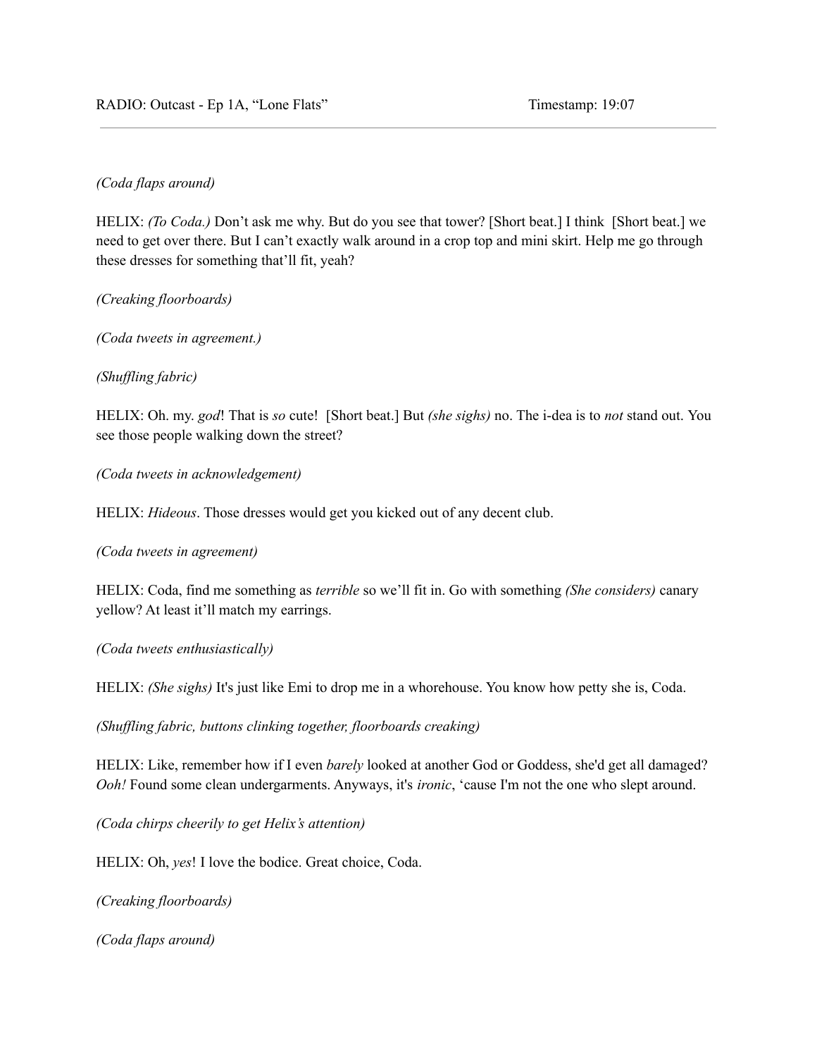*(Coda flaps around)*

HELIX: *(To Coda.)* Don't ask me why. But do you see that tower? [Short beat.] I think [Short beat.] we need to get over there. But I can't exactly walk around in a crop top and mini skirt. Help me go through these dresses for something that'll fit, yeah?

*(Creaking floorboards)*

*(Coda tweets in agreement.)*

*(Shuffling fabric)*

HELIX: Oh. my. *god*! That is *so* cute! [Short beat.] But *(she sighs)* no. The i-dea is to *not* stand out. You see those people walking down the street?

*(Coda tweets in acknowledgement)*

HELIX: *Hideous*. Those dresses would get you kicked out of any decent club.

*(Coda tweets in agreement)*

HELIX: Coda, find me something as *terrible* so we'll fit in. Go with something *(She considers)* canary yellow? At least it'll match my earrings.

*(Coda tweets enthusiastically)*

HELIX: *(She sighs)* It's just like Emi to drop me in a whorehouse. You know how petty she is, Coda.

*(Shuffling fabric, buttons clinking together, floorboards creaking)*

HELIX: Like, remember how if I even *barely* looked at another God or Goddess, she'd get all damaged? *Ooh!* Found some clean undergarments. Anyways, it's *ironic*, 'cause I'm not the one who slept around.

*(Coda chirps cheerily to get Helix's attention)*

HELIX: Oh, *yes*! I love the bodice. Great choice, Coda.

*(Creaking floorboards)*

*(Coda flaps around)*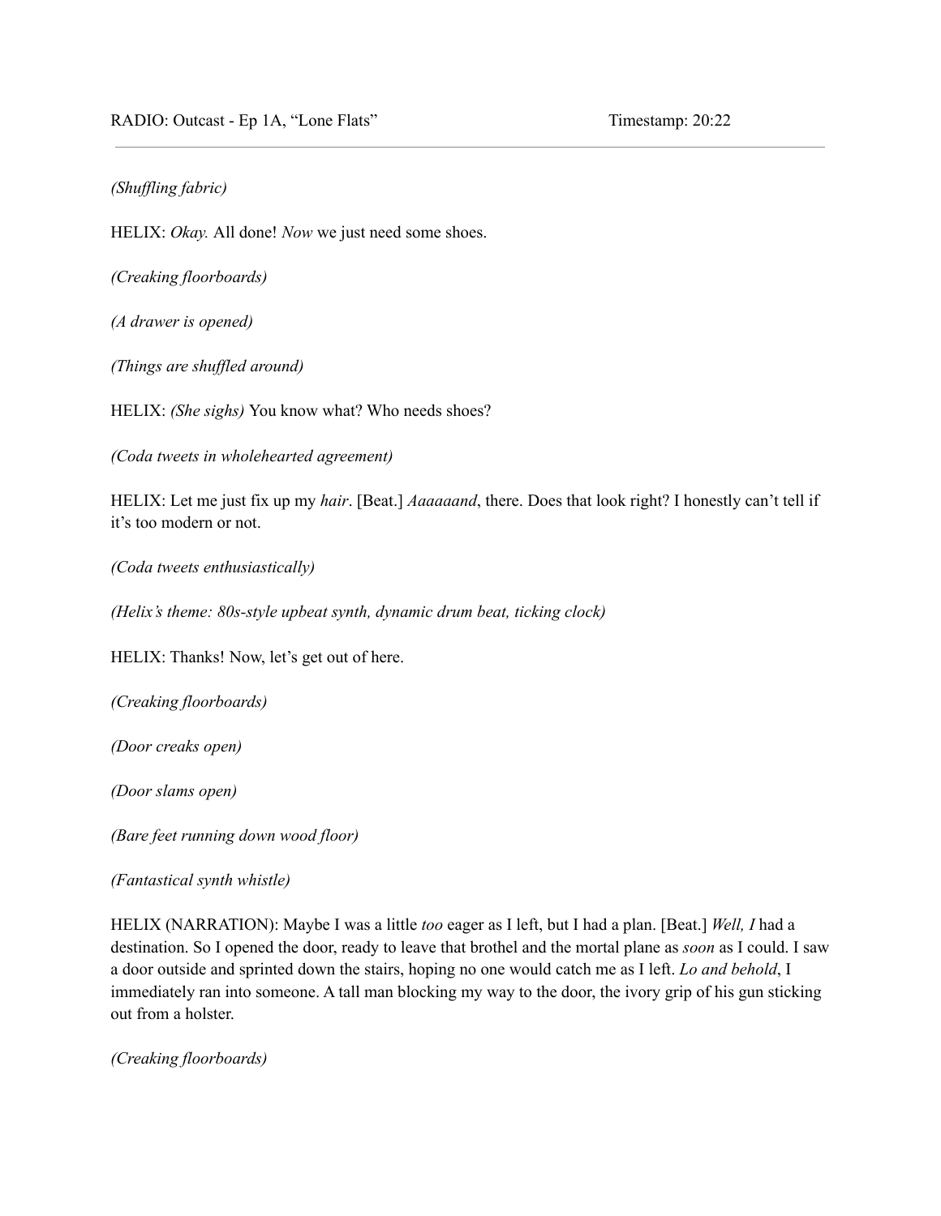*(Shuffling fabric)*

HELIX: *Okay.* All done! *Now* we just need some shoes.

*(Creaking floorboards)*

*(A drawer is opened)*

*(Things are shuffled around)*

HELIX: *(She sighs)* You know what? Who needs shoes?

*(Coda tweets in wholehearted agreement)*

HELIX: Let me just fix up my *hair*. [Beat.] *Aaaaaand*, there. Does that look right? I honestly can't tell if it's too modern or not.

*(Coda tweets enthusiastically)*

*(Helix's theme: 80s-style upbeat synth, dynamic drum beat, ticking clock)*

HELIX: Thanks! Now, let's get out of here.

*(Creaking floorboards)*

*(Door creaks open)*

*(Door slams open)*

*(Bare feet running down wood floor)*

*(Fantastical synth whistle)*

HELIX (NARRATION): Maybe I was a little *too* eager as I left, but I had a plan. [Beat.] *Well, I* had a destination. So I opened the door, ready to leave that brothel and the mortal plane as *soon* as I could. I saw a door outside and sprinted down the stairs, hoping no one would catch me as I left. *Lo and behold*, I immediately ran into someone. A tall man blocking my way to the door, the ivory grip of his gun sticking out from a holster.

*(Creaking floorboards)*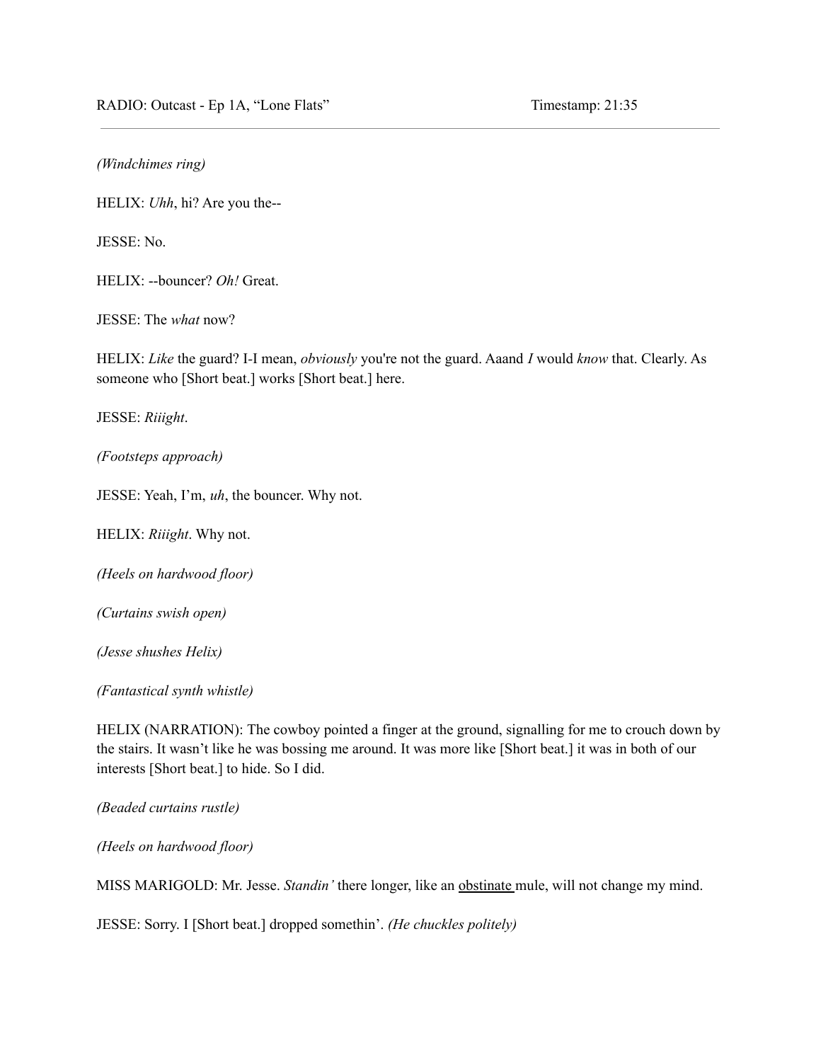*(Windchimes ring)*

HELIX: *Uhh*, hi? Are you the--

JESSE: No.

HELIX: --bouncer? *Oh!* Great.

JESSE: The *what* now?

HELIX: *Like* the guard? I-I mean, *obviously* you're not the guard. Aaand *I* would *know* that. Clearly. As someone who [Short beat.] works [Short beat.] here.

JESSE: *Riiight*.

*(Footsteps approach)*

JESSE: Yeah, I'm, *uh*, the bouncer. Why not.

HELIX: *Riiight*. Why not.

*(Heels on hardwood floor)*

*(Curtains swish open)*

*(Jesse shushes Helix)*

*(Fantastical synth whistle)*

HELIX (NARRATION): The cowboy pointed a finger at the ground, signalling for me to crouch down by the stairs. It wasn't like he was bossing me around. It was more like [Short beat.] it was in both of our interests [Short beat.] to hide. So I did.

*(Beaded curtains rustle)*

*(Heels on hardwood floor)*

MISS MARIGOLD: Mr. Jesse. *Standin'* there longer, like an obstinate mule, will not change my mind.

JESSE: Sorry. I [Short beat.] dropped somethin'. *(He chuckles politely)*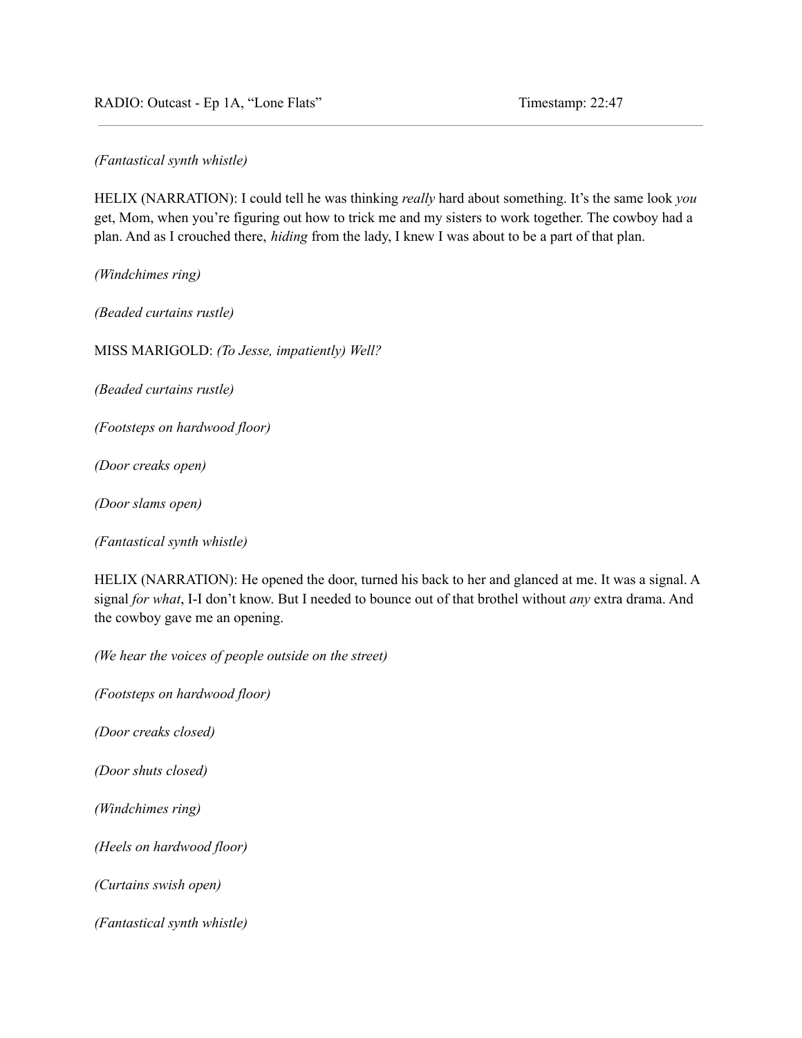*(Fantastical synth whistle)*

HELIX (NARRATION): I could tell he was thinking *really* hard about something. It's the same look *you* get, Mom, when you're figuring out how to trick me and my sisters to work together. The cowboy had a plan. And as I crouched there, *hiding* from the lady, I knew I was about to be a part of that plan.

*(Windchimes ring)*

*(Beaded curtains rustle)*

MISS MARIGOLD: *(To Jesse, impatiently) Well?*

*(Beaded curtains rustle)*

*(Footsteps on hardwood floor)*

*(Door creaks open)*

*(Door slams open)*

*(Fantastical synth whistle)*

HELIX (NARRATION): He opened the door, turned his back to her and glanced at me. It was a signal. A signal *for what*, I-I don't know. But I needed to bounce out of that brothel without *any* extra drama. And the cowboy gave me an opening.

*(We hear the voices of people outside on the street)*

*(Footsteps on hardwood floor)*

*(Door creaks closed)*

*(Door shuts closed)*

*(Windchimes ring)*

*(Heels on hardwood floor)*

*(Curtains swish open)*

*(Fantastical synth whistle)*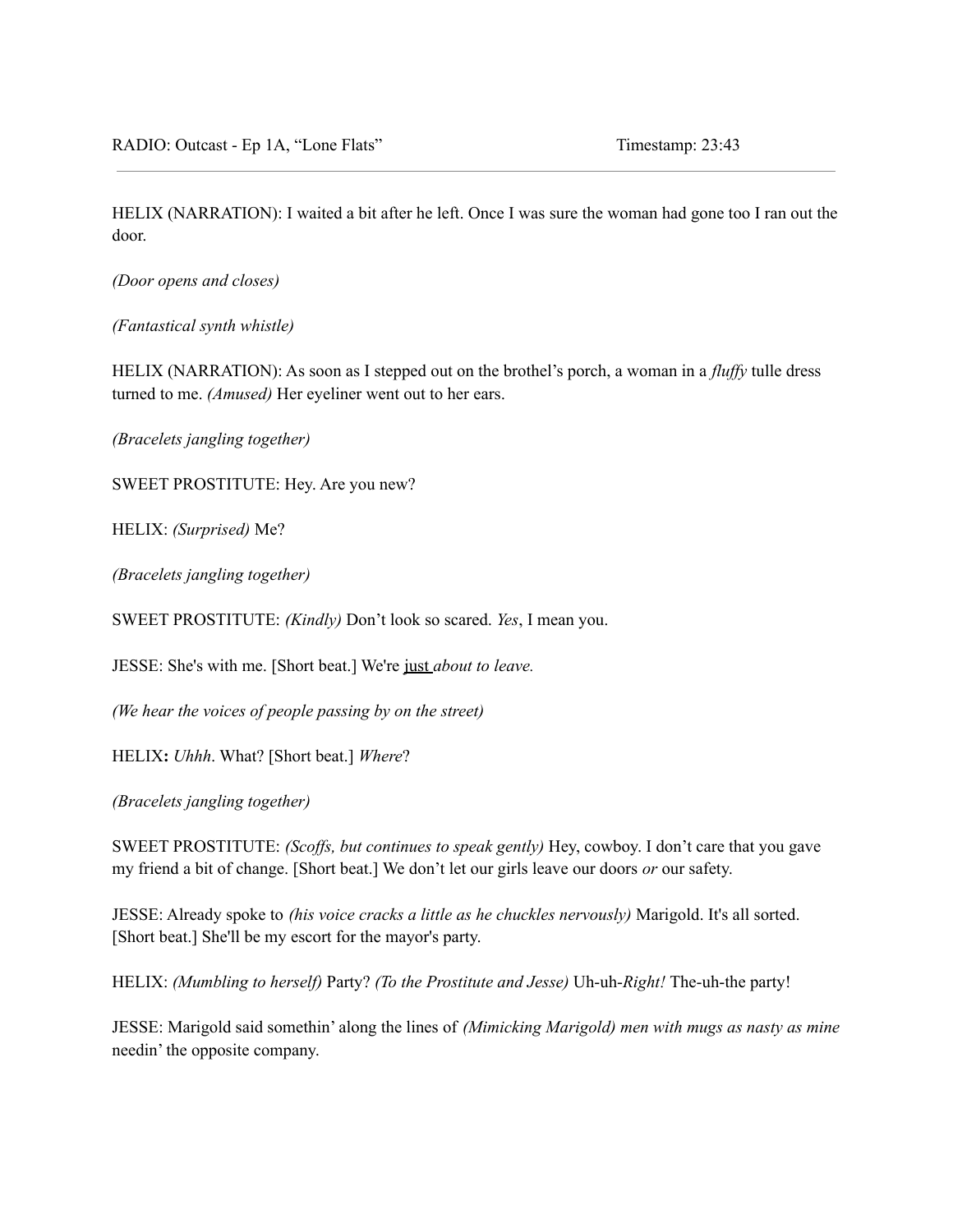HELIX (NARRATION): I waited a bit after he left. Once I was sure the woman had gone too I ran out the door.

*(Door opens and closes)*

*(Fantastical synth whistle)*

HELIX (NARRATION): As soon as I stepped out on the brothel's porch, a woman in a *fluffy* tulle dress turned to me. *(Amused)* Her eyeliner went out to her ears.

*(Bracelets jangling together)*

SWEET PROSTITUTE: Hey. Are you new?

HELIX: *(Surprised)* Me?

*(Bracelets jangling together)*

SWEET PROSTITUTE: *(Kindly)* Don't look so scared. *Yes*, I mean you.

JESSE: She's with me. [Short beat.] We're just *about to leave.*

*(We hear the voices of people passing by on the street)*

HELIX**:** *Uhhh*. What? [Short beat.] *Where*?

*(Bracelets jangling together)*

SWEET PROSTITUTE: *(Scoffs, but continues to speak gently)* Hey, cowboy. I don't care that you gave my friend a bit of change. [Short beat.] We don't let our girls leave our doors *or* our safety.

JESSE: Already spoke to *(his voice cracks a little as he chuckles nervously)* Marigold. It's all sorted. [Short beat.] She'll be my escort for the mayor's party.

HELIX: *(Mumbling to herself)* Party? *(To the Prostitute and Jesse)* Uh-uh-*Right!* The-uh-the party!

JESSE: Marigold said somethin' along the lines of *(Mimicking Marigold) men with mugs as nasty as mine* needin' the opposite company.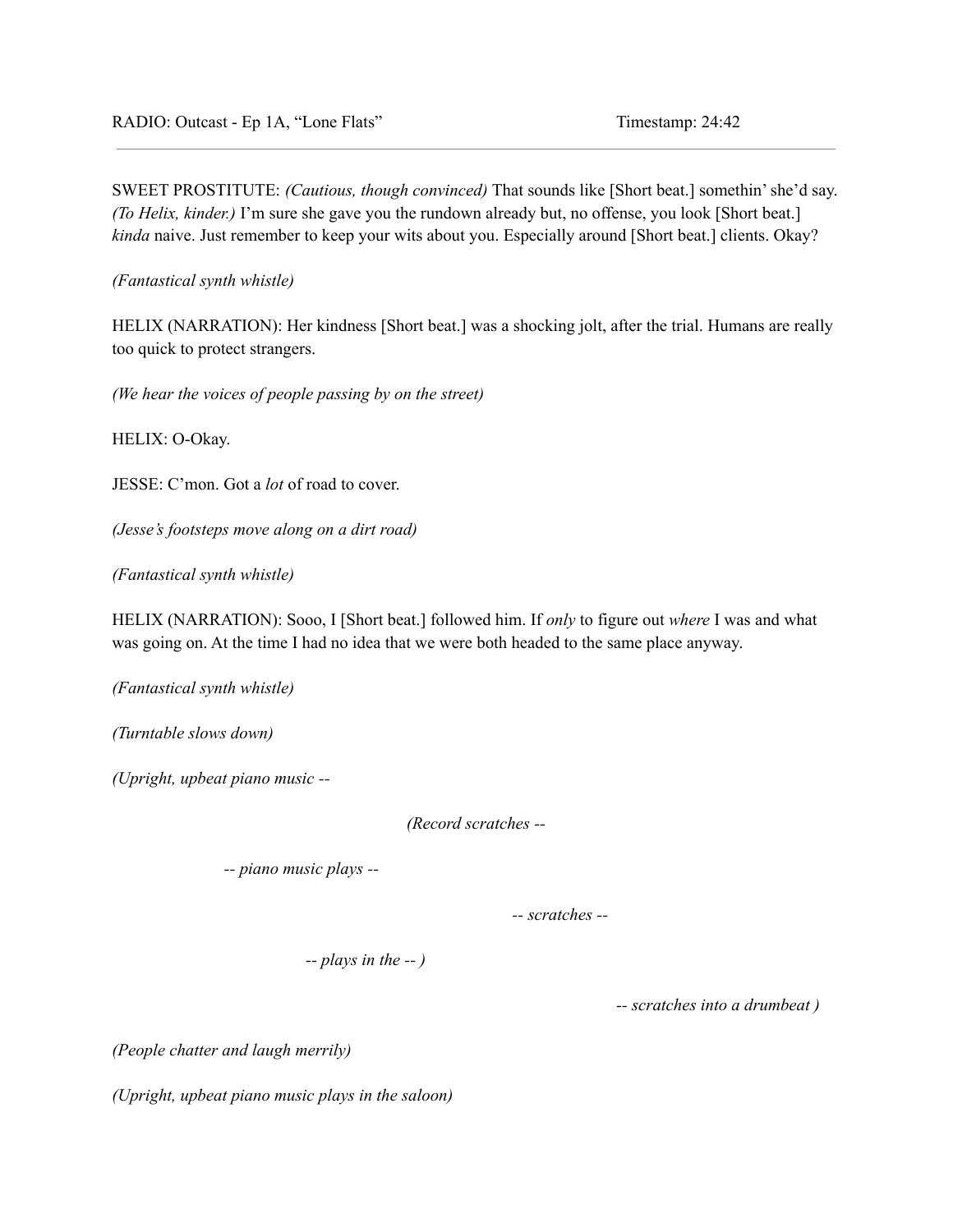SWEET PROSTITUTE: *(Cautious, though convinced)* That sounds like [Short beat.] somethin' she'd say. *(To Helix, kinder.)* I'm sure she gave you the rundown already but, no offense, you look [Short beat.] *kinda* naive. Just remember to keep your wits about you. Especially around [Short beat.] clients. Okay?

*(Fantastical synth whistle)*

HELIX (NARRATION): Her kindness [Short beat.] was a shocking jolt, after the trial. Humans are really too quick to protect strangers.

*(We hear the voices of people passing by on the street)*

HELIX: O-Okay.

JESSE: C'mon. Got a *lot* of road to cover.

*(Jesse's footsteps move along on a dirt road)*

*(Fantastical synth whistle)*

HELIX (NARRATION): Sooo, I [Short beat.] followed him. If *only* to figure out *where* I was and what was going on. At the time I had no idea that we were both headed to the same place anyway.

*(Fantastical synth whistle)*

*(Turntable slows down)*

*(Upright, upbeat piano music --*

*(Record scratches --*

*-- piano music plays --*

*-- scratches --*

*-- plays in the -- )*

*-- scratches into a drumbeat )*

*(People chatter and laugh merrily)*

*(Upright, upbeat piano music plays in the saloon)*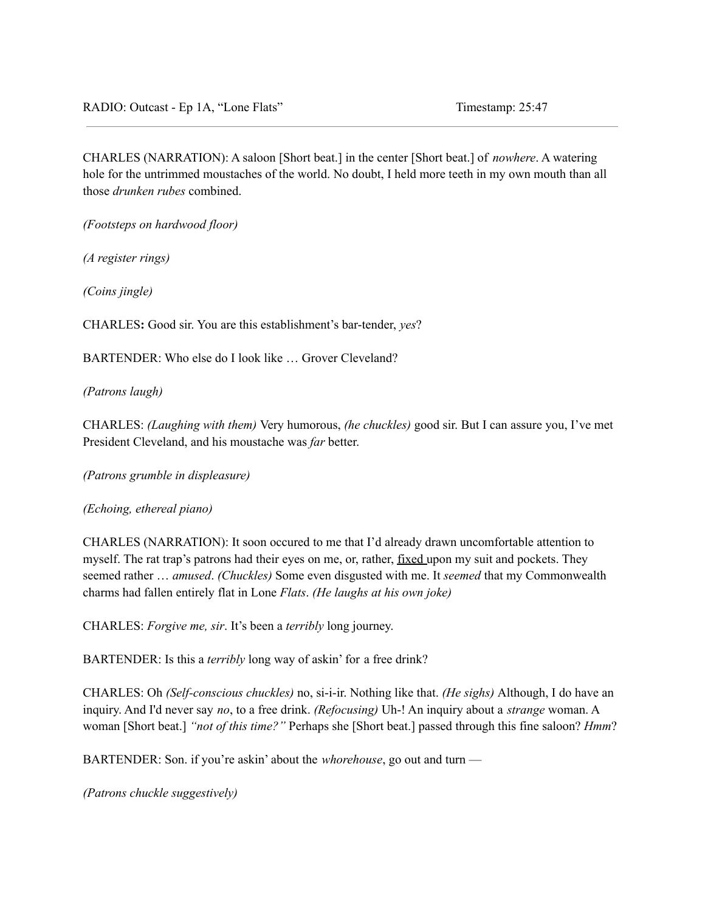RADIO: Outcast - Ep 1A, "Lone Flats" Timestamp: 25:47

---

CHARLES (NARRATION): A saloon [Short beat.] in the center [Short beat.] of *nowhere*. A watering hole for the untrimmed moustaches of the world. No doubt, I held more teeth in my own mouth than all those *drunken rubes* combined.

*(Footsteps on hardwood floor)*

*(A register rings)*

*(Coins jingle)*

CHARLES**:** Good sir. You are this establishment's bar-tender, *yes*?

BARTENDER: Who else do I look like … Grover Cleveland?

*(Patrons laugh)*

CHARLES: *(Laughing with them)* Very humorous, *(he chuckles)* good sir. But I can assure you, I've met President Cleveland, and his moustache was *far* better.

*(Patrons grumble in displeasure)*

*(Echoing, ethereal piano)*

CHARLES (NARRATION): It soon occured to me that I'd already drawn uncomfortable attention to myself. The rat trap's patrons had their eyes on me, or, rather, <u>fixed</u> upon my suit and pockets. They seemed rather … *amused*. *(Chuckles)* Some even disgusted with me. It *seemed* that my Commonwealth charms had fallen entirely flat in Lone *Flats*. *(He laughs at his own joke)*

CHARLES: *Forgive me, sir*. It's been a *terribly* long journey.

BARTENDER: Is this a *terribly* long way of askin' for a free drink?

CHARLES: Oh *(Self-conscious chuckles)* no, si-i-ir. Nothing like that. *(He sighs)* Although, I do have an inquiry. And I'd never say *no*, to a free drink. *(Refocusing)* Uh-! An inquiry about a *strange* woman. A woman [Short beat.] *"not of this time?"* Perhaps she [Short beat.] passed through this fine saloon? *Hmm*?

BARTENDER: Son. if you're askin' about the *whorehouse*, go out and turn —

*(Patrons chuckle suggestively)*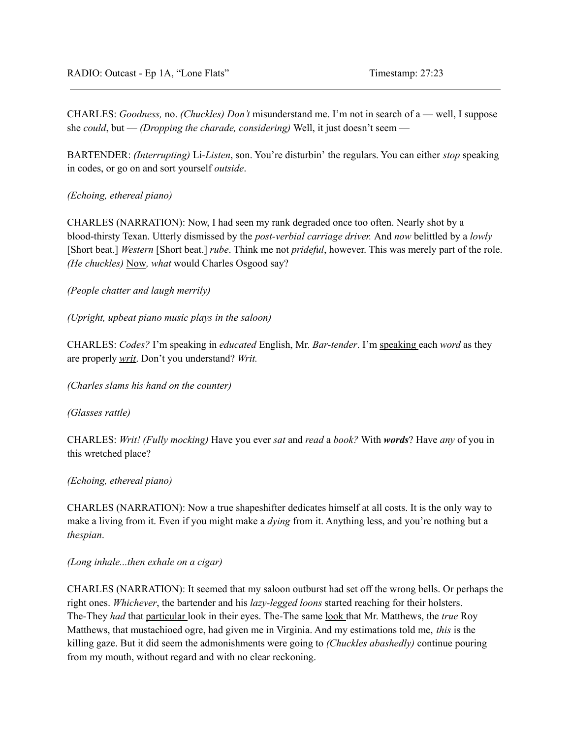RADIO: Outcast - Ep 1A, "Lone Flats" Timestamp: 27:23

CHARLES: *Goodness,* no. *(Chuckles) Don't* misunderstand me. I'm not in search of a — well, I suppose she *could*, but — *(Dropping the charade, considering)* Well, it just doesn't seem —

BARTENDER: *(Interrupting)* Li-*Listen*, son. You're disturbin' the regulars. You can either *stop* speaking in codes, or go on and sort yourself *outside*.

*(Echoing, ethereal piano)*

CHARLES (NARRATION): Now, I had seen my rank degraded once too often. Nearly shot by a blood-thirsty Texan. Utterly dismissed by the *post-verbial carriage driver.* And *now* belittled by a *lowly* [Short beat.] *Western* [Short beat.] *rube*. Think me not *prideful*, however. This was merely part of the role. *(He chuckles)* <u>Now</u>*, what* would Charles Osgood say?

*(People chatter and laugh merrily)*

*(Upright, upbeat piano music plays in the saloon)*

CHARLES: *Codes?* I'm speaking in *educated* English, Mr. *Bar-tender*. I'm <u>speaking</u> each *word* as they are properly <u>*writ*</u>. Don't you understand? *Writ.*

*(Charles slams his hand on the counter)*

*(Glasses rattle)*

CHARLES: *Writ! (Fully mocking)* Have you ever *sat* and *read* a *book?* With ***words***? Have *any* of you in this wretched place?

*(Echoing, ethereal piano)*

CHARLES (NARRATION): Now a true shapeshifter dedicates himself at all costs. It is the only way to make a living from it. Even if you might make a *dying* from it. Anything less, and you're nothing but a *thespian*.

*(Long inhale...then exhale on a cigar)*

CHARLES (NARRATION): It seemed that my saloon outburst had set off the wrong bells. Or perhaps the right ones. *Whichever*, the bartender and his *lazy-legged loons* started reaching for their holsters. The-They *had* that <u>particular</u> look in their eyes. The-The same <u>look</u> that Mr. Matthews, the *true* Roy Matthews, that mustachioed ogre, had given me in Virginia. And my estimations told me, *this* is the killing gaze. But it did seem the admonishments were going to *(Chuckles abashedly)* continue pouring from my mouth, without regard and with no clear reckoning.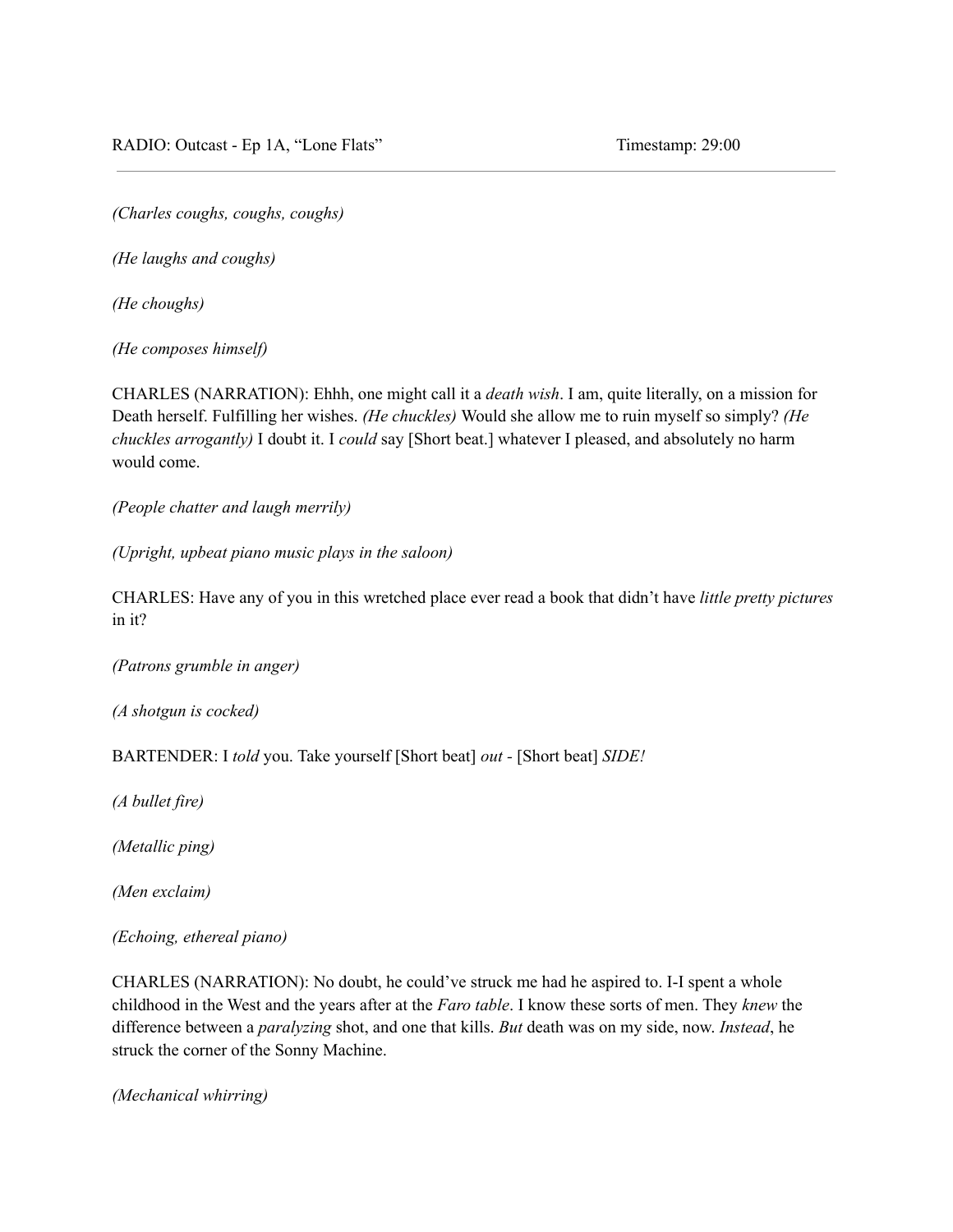*(Charles coughs, coughs, coughs)*

*(He laughs and coughs)*

*(He choughs)*

*(He composes himself)*

CHARLES (NARRATION): Ehhh, one might call it a *death wish*. I am, quite literally, on a mission for Death herself. Fulfilling her wishes. *(He chuckles)* Would she allow me to ruin myself so simply? *(He chuckles arrogantly)* I doubt it. I *could* say [Short beat.] whatever I pleased, and absolutely no harm would come.

*(People chatter and laugh merrily)*

*(Upright, upbeat piano music plays in the saloon)*

CHARLES: Have any of you in this wretched place ever read a book that didn't have *little pretty pictures* in it?

*(Patrons grumble in anger)*

*(A shotgun is cocked)*

BARTENDER: I *told* you. Take yourself [Short beat] *out* - [Short beat] *SIDE!*

*(A bullet fire)*

*(Metallic ping)*

*(Men exclaim)*

*(Echoing, ethereal piano)*

CHARLES (NARRATION): No doubt, he could've struck me had he aspired to. I-I spent a whole childhood in the West and the years after at the *Faro table*. I know these sorts of men. They *knew* the difference between a *paralyzing* shot, and one that kills. *But* death was on my side, now. *Instead*, he struck the corner of the Sonny Machine.

*(Mechanical whirring)*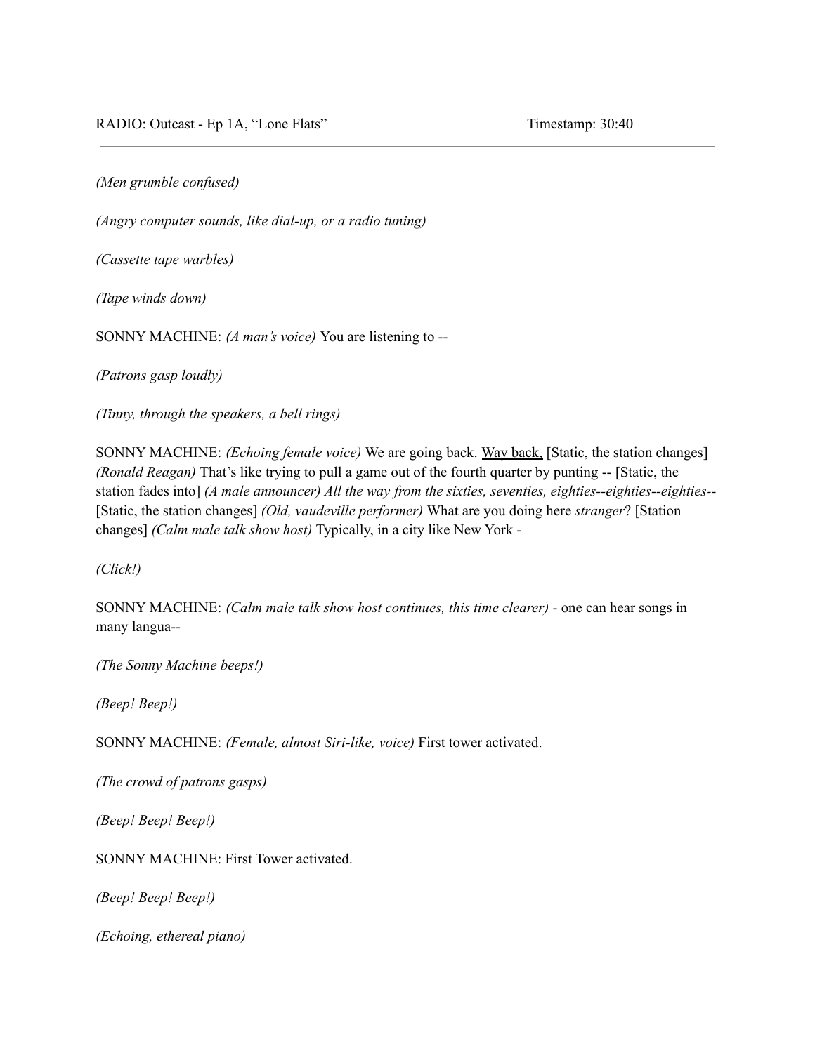*(Men grumble confused)*

*(Angry computer sounds, like dial-up, or a radio tuning)*

*(Cassette tape warbles)*

*(Tape winds down)*

SONNY MACHINE: *(A man's voice)* You are listening to --

*(Patrons gasp loudly)*

*(Tinny, through the speakers, a bell rings)*

SONNY MACHINE: *(Echoing female voice)* We are going back. <u>Way back,</u> [Static, the station changes] *(Ronald Reagan)* That's like trying to pull a game out of the fourth quarter by punting -- [Static, the station fades into] *(A male announcer) All the way from the sixties, seventies, eighties--eighties--eighties--* [Static, the station changes] *(Old, vaudeville performer)* What are you doing here *stranger*? [Station changes] *(Calm male talk show host)* Typically, in a city like New York -

*(Click!)*

SONNY MACHINE: *(Calm male talk show host continues, this time clearer)* - one can hear songs in many langua--

*(The Sonny Machine beeps!)*

*(Beep! Beep!)*

SONNY MACHINE: *(Female, almost Siri-like, voice)* First tower activated.

*(The crowd of patrons gasps)*

*(Beep! Beep! Beep!)*

SONNY MACHINE: First Tower activated.

*(Beep! Beep! Beep!)*

*(Echoing, ethereal piano)*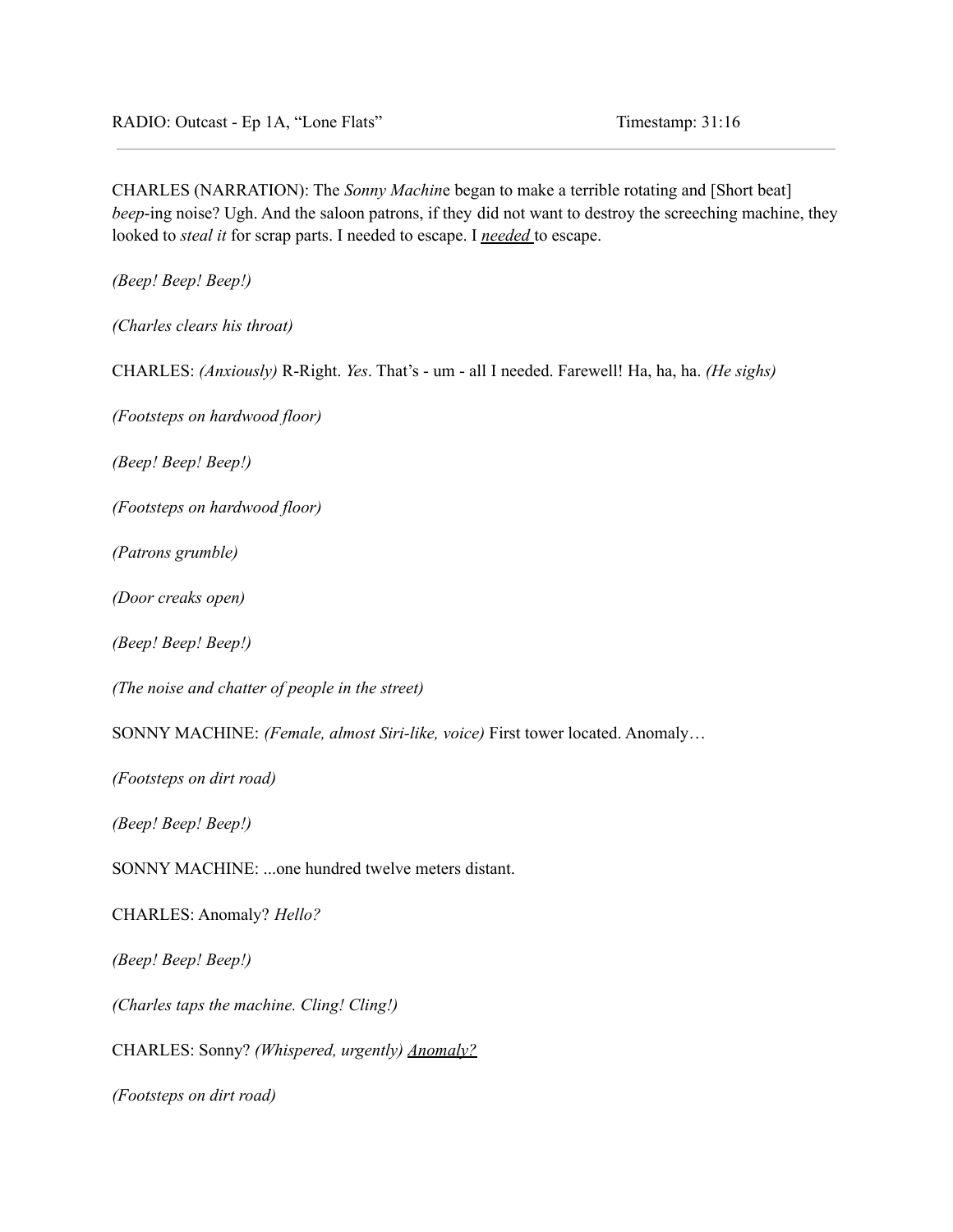CHARLES (NARRATION): The *Sonny Machin*e began to make a terrible rotating and [Short beat] *beep*-ing noise? Ugh. And the saloon patrons, if they did not want to destroy the screeching machine, they looked to *steal it* for scrap parts. I needed to escape. I <u>***needed***</u> to escape.

*(Beep! Beep! Beep!)*

*(Charles clears his throat)*

CHARLES: *(Anxiously)* R-Right. *Yes*. That's - um - all I needed. Farewell! Ha, ha, ha. *(He sighs)*

*(Footsteps on hardwood floor)*

*(Beep! Beep! Beep!)*

*(Footsteps on hardwood floor)*

*(Patrons grumble)*

*(Door creaks open)*

*(Beep! Beep! Beep!)*

*(The noise and chatter of people in the street)*

SONNY MACHINE: *(Female, almost Siri-like, voice)* First tower located. Anomaly…

*(Footsteps on dirt road)*

*(Beep! Beep! Beep!)*

SONNY MACHINE: ...one hundred twelve meters distant.

CHARLES: Anomaly? *Hello?*

*(Beep! Beep! Beep!)*

*(Charles taps the machine. Cling! Cling!)*

CHARLES: Sonny? *(Whispered, urgently)* <u>*Anomaly?*</u>

*(Footsteps on dirt road)*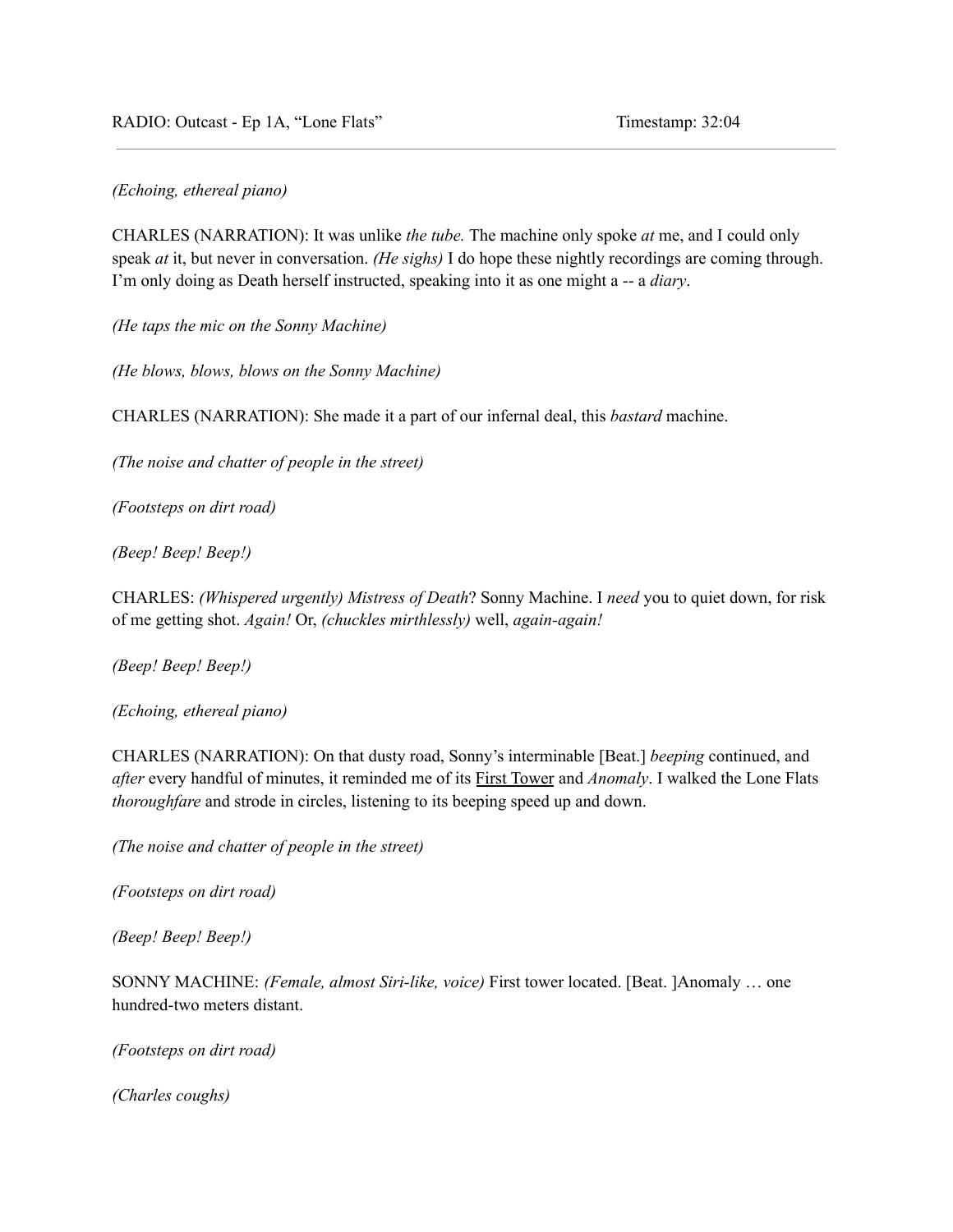RADIO: Outcast - Ep 1A, "Lone Flats" Timestamp: 32:04

---

*(Echoing, ethereal piano)*

CHARLES (NARRATION): It was unlike *the tube.* The machine only spoke *at* me, and I could only speak *at* it, but never in conversation. *(He sighs)* I do hope these nightly recordings are coming through. I'm only doing as Death herself instructed, speaking into it as one might a -- a *diary*.

*(He taps the mic on the Sonny Machine)*

*(He blows, blows, blows on the Sonny Machine)*

CHARLES (NARRATION): She made it a part of our infernal deal, this *bastard* machine.

*(The noise and chatter of people in the street)*

*(Footsteps on dirt road)*

*(Beep! Beep! Beep!)*

CHARLES: *(Whispered urgently) Mistress of Death*? Sonny Machine. I *need* you to quiet down, for risk of me getting shot. *Again!* Or, *(chuckles mirthlessly)* well, *again-again!*

*(Beep! Beep! Beep!)*

*(Echoing, ethereal piano)*

CHARLES (NARRATION): On that dusty road, Sonny's interminable [Beat.] *beeping* continued, and *after* every handful of minutes, it reminded me of its First Tower and *Anomaly*. I walked the Lone Flats *thoroughfare* and strode in circles, listening to its beeping speed up and down.

*(The noise and chatter of people in the street)*

*(Footsteps on dirt road)*

*(Beep! Beep! Beep!)*

SONNY MACHINE: *(Female, almost Siri-like, voice)* First tower located. [Beat. ]Anomaly … one hundred-two meters distant.

*(Footsteps on dirt road)*

*(Charles coughs)*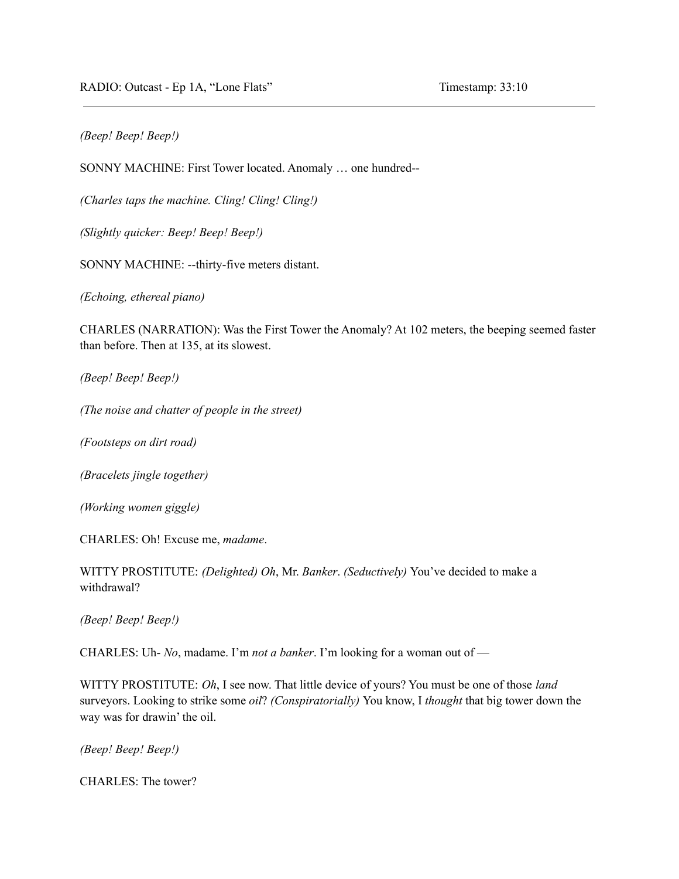*(Beep! Beep! Beep!)*

SONNY MACHINE: First Tower located. Anomaly … one hundred--

*(Charles taps the machine. Cling! Cling! Cling!)*

*(Slightly quicker: Beep! Beep! Beep!)*

SONNY MACHINE: --thirty-five meters distant.

*(Echoing, ethereal piano)*

CHARLES (NARRATION): Was the First Tower the Anomaly? At 102 meters, the beeping seemed faster than before. Then at 135, at its slowest.

*(Beep! Beep! Beep!)*

*(The noise and chatter of people in the street)*

*(Footsteps on dirt road)*

*(Bracelets jingle together)*

*(Working women giggle)*

CHARLES: Oh! Excuse me, *madame*.

WITTY PROSTITUTE: *(Delighted) Oh*, Mr. *Banker*. *(Seductively)* You've decided to make a withdrawal?

*(Beep! Beep! Beep!)*

CHARLES: Uh- *No*, madame. I'm *not a banker*. I'm looking for a woman out of —

WITTY PROSTITUTE: *Oh*, I see now. That little device of yours? You must be one of those *land* surveyors. Looking to strike some *oil*? *(Conspiratorially)* You know, I *thought* that big tower down the way was for drawin' the oil.

*(Beep! Beep! Beep!)*

CHARLES: The tower?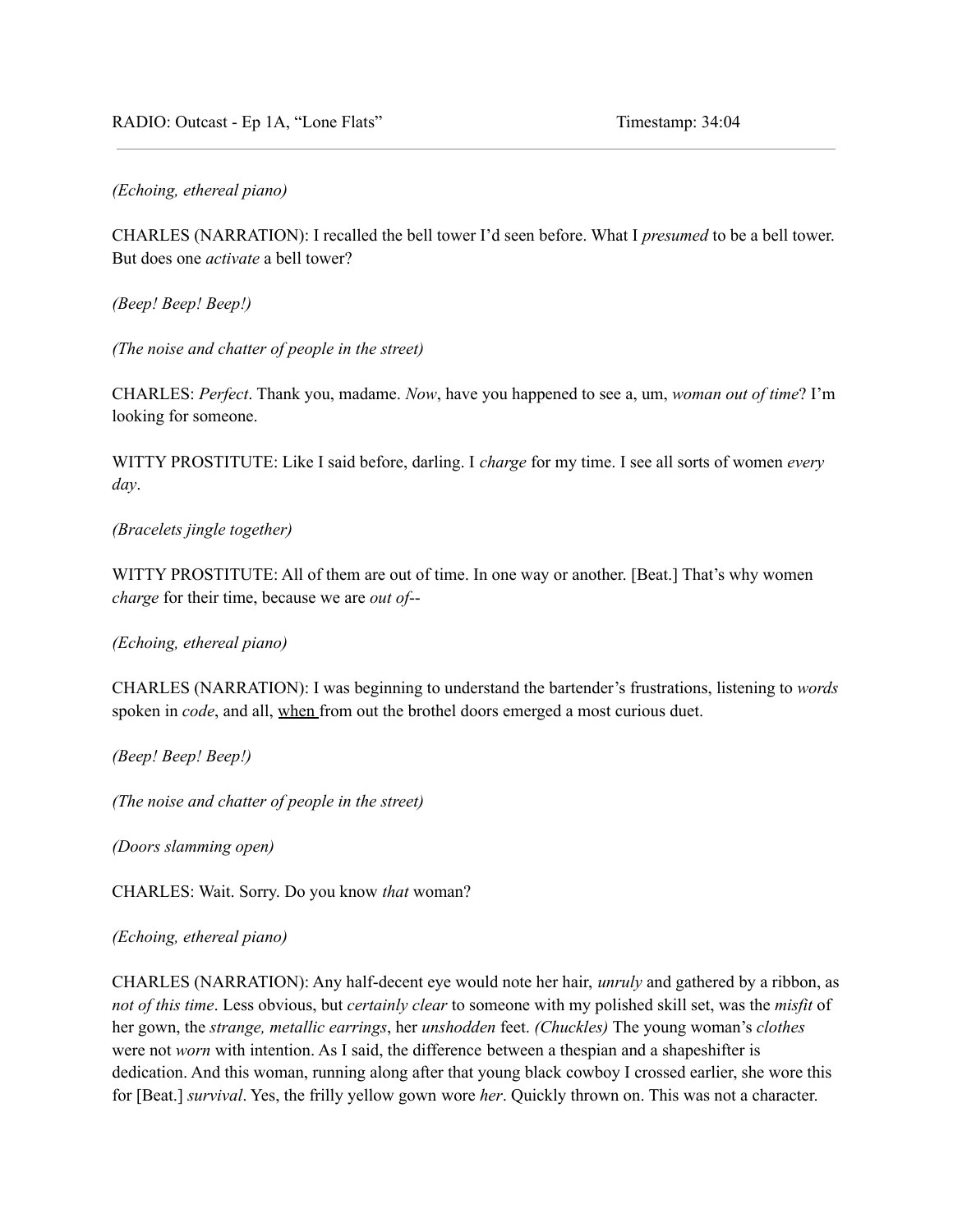*(Echoing, ethereal piano)*

CHARLES (NARRATION): I recalled the bell tower I'd seen before. What I *presumed* to be a bell tower. But does one *activate* a bell tower?

*(Beep! Beep! Beep!)*

*(The noise and chatter of people in the street)*

CHARLES: *Perfect*. Thank you, madame. *Now*, have you happened to see a, um, *woman out of time*? I'm looking for someone.

WITTY PROSTITUTE: Like I said before, darling. I *charge* for my time. I see all sorts of women *every day*.

*(Bracelets jingle together)*

WITTY PROSTITUTE: All of them are out of time. In one way or another. [Beat.] That's why women *charge* for their time, because we are *out of*--

*(Echoing, ethereal piano)*

CHARLES (NARRATION): I was beginning to understand the bartender's frustrations, listening to *words* spoken in *code*, and all, when from out the brothel doors emerged a most curious duet.

*(Beep! Beep! Beep!)*

*(The noise and chatter of people in the street)*

*(Doors slamming open)*

CHARLES: Wait. Sorry. Do you know *that* woman?

*(Echoing, ethereal piano)*

CHARLES (NARRATION): Any half-decent eye would note her hair, *unruly* and gathered by a ribbon, as *not of this time*. Less obvious, but *certainly clear* to someone with my polished skill set, was the *misfit* of her gown, the *strange, metallic earrings*, her *unshodden* feet. *(Chuckles)* The young woman's *clothes* were not *worn* with intention. As I said, the difference between a thespian and a shapeshifter is dedication. And this woman, running along after that young black cowboy I crossed earlier, she wore this for [Beat.] *survival*. Yes, the frilly yellow gown wore *her*. Quickly thrown on. This was not a character.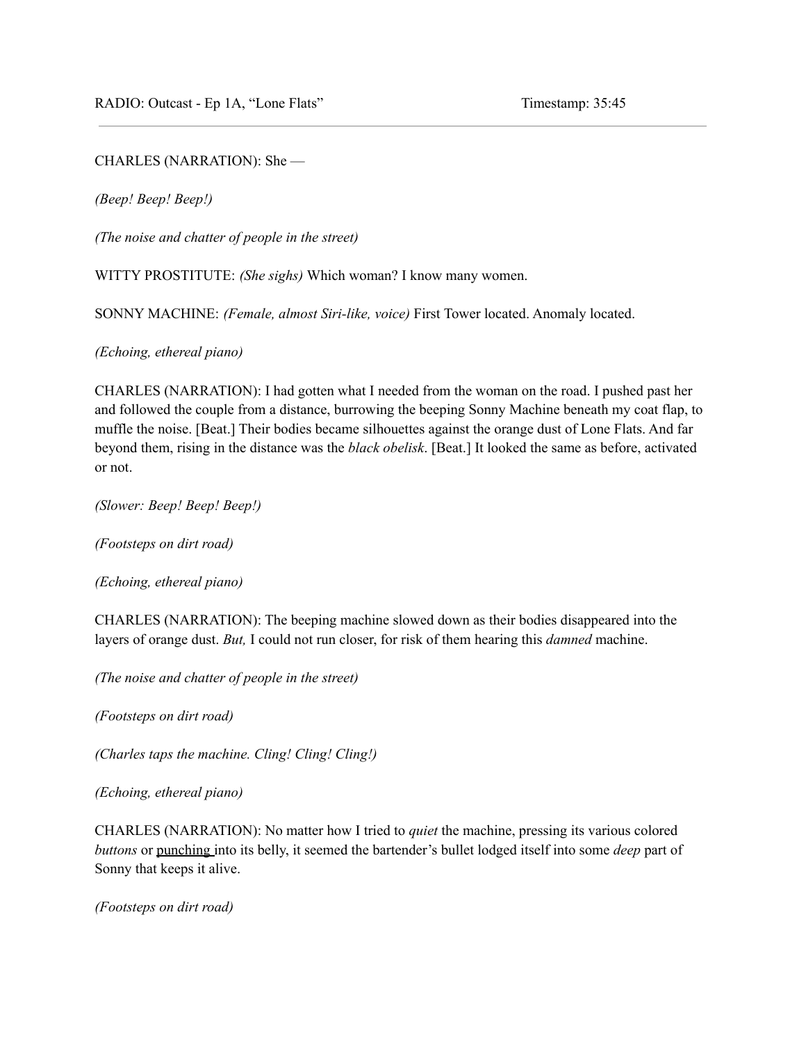RADIO: Outcast - Ep 1A, "Lone Flats" Timestamp: 35:45

---

CHARLES (NARRATION): She —

*(Beep! Beep! Beep!)*

*(The noise and chatter of people in the street)*

WITTY PROSTITUTE: *(She sighs)* Which woman? I know many women.

SONNY MACHINE: *(Female, almost Siri-like, voice)* First Tower located. Anomaly located.

*(Echoing, ethereal piano)*

CHARLES (NARRATION): I had gotten what I needed from the woman on the road. I pushed past her and followed the couple from a distance, burrowing the beeping Sonny Machine beneath my coat flap, to muffle the noise. [Beat.] Their bodies became silhouettes against the orange dust of Lone Flats. And far beyond them, rising in the distance was the *black obelisk*. [Beat.] It looked the same as before, activated or not.

*(Slower: Beep! Beep! Beep!)*

*(Footsteps on dirt road)*

*(Echoing, ethereal piano)*

CHARLES (NARRATION): The beeping machine slowed down as their bodies disappeared into the layers of orange dust. *But,* I could not run closer, for risk of them hearing this *damned* machine.

*(The noise and chatter of people in the street)*

*(Footsteps on dirt road)*

*(Charles taps the machine. Cling! Cling! Cling!)*

*(Echoing, ethereal piano)*

CHARLES (NARRATION): No matter how I tried to *quiet* the machine, pressing its various colored *buttons* or punching into its belly, it seemed the bartender's bullet lodged itself into some *deep* part of Sonny that keeps it alive.

*(Footsteps on dirt road)*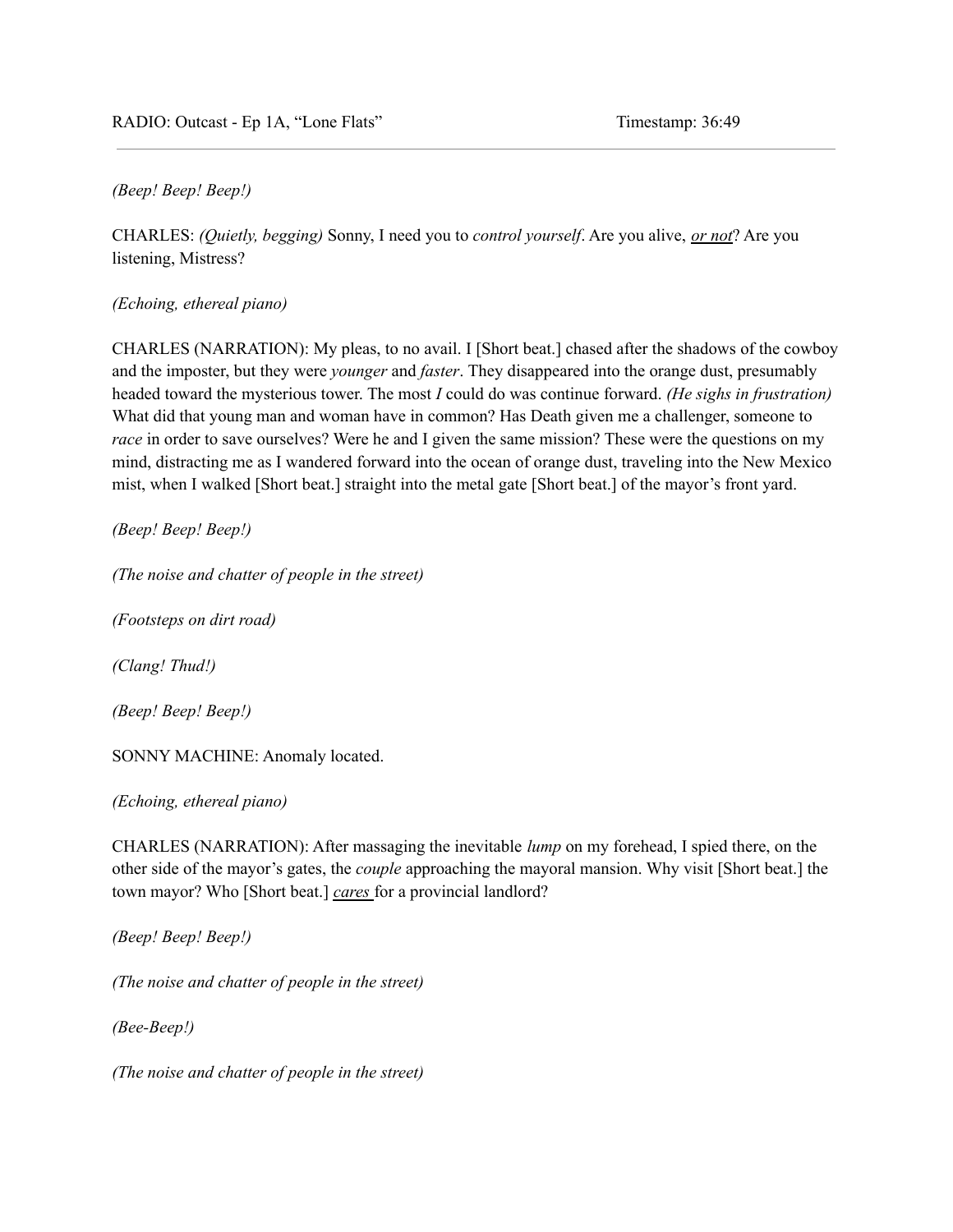*(Beep! Beep! Beep!)*

CHARLES: *(Quietly, begging)* Sonny, I need you to *control yourself*. Are you alive, ***or not***? Are you listening, Mistress?

*(Echoing, ethereal piano)*

CHARLES (NARRATION): My pleas, to no avail. I [Short beat.] chased after the shadows of the cowboy and the imposter, but they were *younger* and *faster*. They disappeared into the orange dust, presumably headed toward the mysterious tower. The most *I* could do was continue forward. *(He sighs in frustration)* What did that young man and woman have in common? Has Death given me a challenger, someone to *race* in order to save ourselves? Were he and I given the same mission? These were the questions on my mind, distracting me as I wandered forward into the ocean of orange dust, traveling into the New Mexico mist, when I walked [Short beat.] straight into the metal gate [Short beat.] of the mayor's front yard.

*(Beep! Beep! Beep!)*

*(The noise and chatter of people in the street)*

*(Footsteps on dirt road)*

*(Clang! Thud!)*

*(Beep! Beep! Beep!)*

SONNY MACHINE: Anomaly located.

*(Echoing, ethereal piano)*

CHARLES (NARRATION): After massaging the inevitable *lump* on my forehead, I spied there, on the other side of the mayor's gates, the *couple* approaching the mayoral mansion. Why visit [Short beat.] the town mayor? Who [Short beat.] ***cares*** for a provincial landlord?

*(Beep! Beep! Beep!)*

*(The noise and chatter of people in the street)*

*(Bee-Beep!)*

*(The noise and chatter of people in the street)*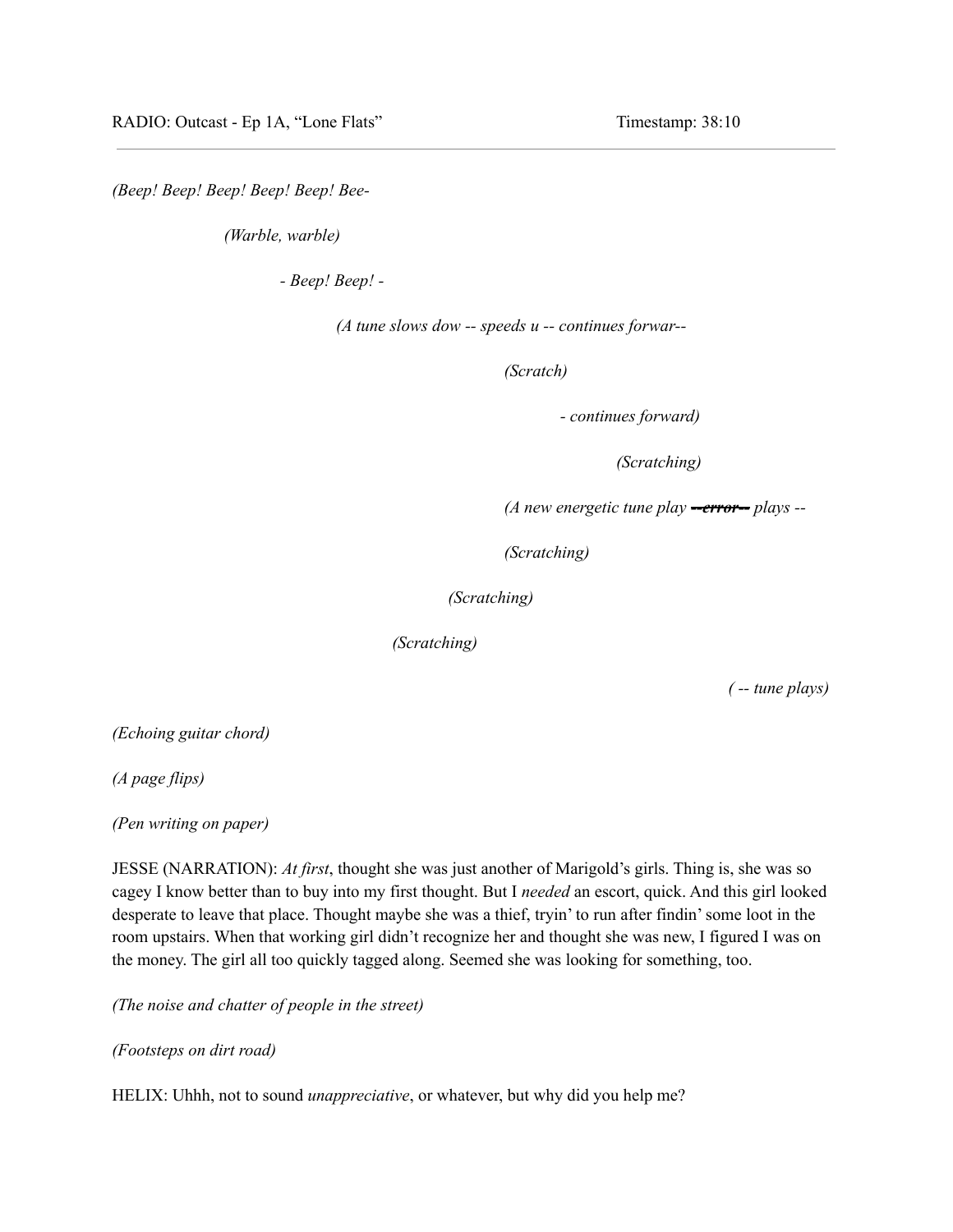*(Beep! Beep! Beep! Beep! Beep! Bee-*

*(Warble, warble)*

*- Beep! Beep! -*

*(A tune slows dow -- speeds u -- continues forwar--*

*(Scratch)*

*- continues forward)*

*(Scratching)*

*(A new energetic tune play* ~~***--error--***~~ *plays --*

*(Scratching)*

*(Scratching)*

*(Scratching)*

*( -- tune plays)*

*(Echoing guitar chord)*

*(A page flips)*

*(Pen writing on paper)*

JESSE (NARRATION): *At first*, thought she was just another of Marigold's girls. Thing is, she was so cagey I know better than to buy into my first thought. But I *needed* an escort, quick. And this girl looked desperate to leave that place. Thought maybe she was a thief, tryin' to run after findin' some loot in the room upstairs. When that working girl didn't recognize her and thought she was new, I figured I was on the money. The girl all too quickly tagged along. Seemed she was looking for something, too.

*(The noise and chatter of people in the street)*

*(Footsteps on dirt road)*

HELIX: Uhhh, not to sound *unappreciative*, or whatever, but why did you help me?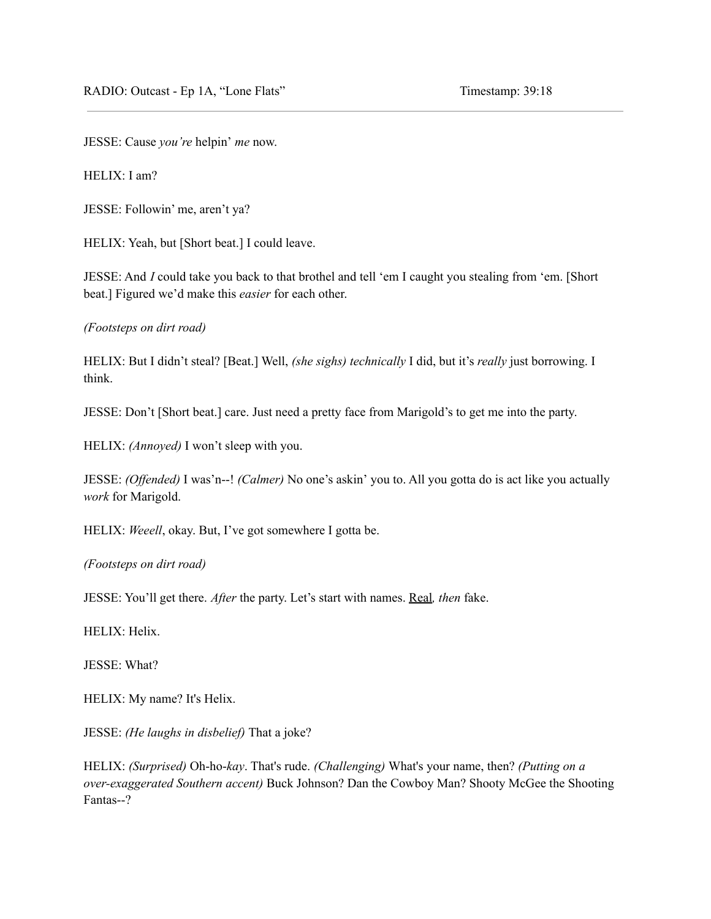JESSE: Cause *you're* helpin' *me* now.

HELIX: I am?

JESSE: Followin' me, aren't ya?

HELIX: Yeah, but [Short beat.] I could leave.

JESSE: And *I* could take you back to that brothel and tell 'em I caught you stealing from 'em. [Short beat.] Figured we'd make this *easier* for each other.

*(Footsteps on dirt road)*

HELIX: But I didn't steal? [Beat.] Well, *(she sighs) technically* I did, but it's *really* just borrowing. I think.

JESSE: Don't [Short beat.] care. Just need a pretty face from Marigold's to get me into the party.

HELIX: *(Annoyed)* I won't sleep with you.

JESSE: *(Offended)* I was'n--! *(Calmer)* No one's askin' you to. All you gotta do is act like you actually *work* for Marigold.

HELIX: *Weeell*, okay. But, I've got somewhere I gotta be.

*(Footsteps on dirt road)*

JESSE: You'll get there. *After* the party. Let's start with names. <u>Real</u>*, then* fake.

HELIX: Helix.

JESSE: What?

HELIX: My name? It's Helix.

JESSE: *(He laughs in disbelief)* That a joke?

HELIX: *(Surprised)* Oh-ho-*kay*. That's rude. *(Challenging)* What's your name, then? *(Putting on a over-exaggerated Southern accent)* Buck Johnson? Dan the Cowboy Man? Shooty McGee the Shooting Fantas--?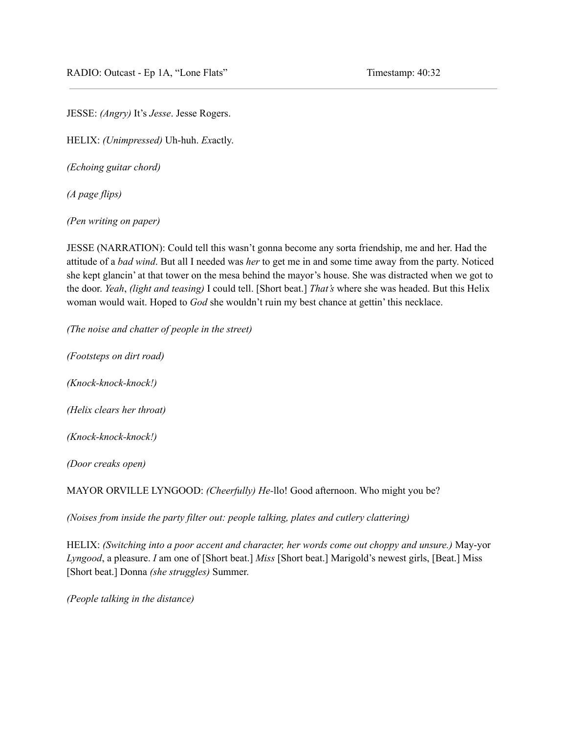JESSE: *(Angry)* It's *Jesse*. Jesse Rogers.

HELIX: *(Unimpressed)* Uh-huh. *Ex*actly.

*(Echoing guitar chord)*

*(A page flips)*

*(Pen writing on paper)*

JESSE (NARRATION): Could tell this wasn't gonna become any sorta friendship, me and her. Had the attitude of a *bad wind*. But all I needed was *her* to get me in and some time away from the party. Noticed she kept glancin' at that tower on the mesa behind the mayor's house. She was distracted when we got to the door. *Yeah*, *(light and teasing)* I could tell. [Short beat.] *That's* where she was headed. But this Helix woman would wait. Hoped to *God* she wouldn't ruin my best chance at gettin' this necklace.

*(The noise and chatter of people in the street)*

*(Footsteps on dirt road)*

*(Knock-knock-knock!)*

*(Helix clears her throat)*

*(Knock-knock-knock!)*

*(Door creaks open)*

MAYOR ORVILLE LYNGOOD: *(Cheerfully) He*-llo! Good afternoon. Who might you be?

*(Noises from inside the party filter out: people talking, plates and cutlery clattering)*

HELIX: *(Switching into a poor accent and character, her words come out choppy and unsure.)* May-yor *Lyngood*, a pleasure. *I* am one of [Short beat.] *Miss* [Short beat.] Marigold's newest girls, [Beat.] Miss [Short beat.] Donna *(she struggles)* Summer.

*(People talking in the distance)*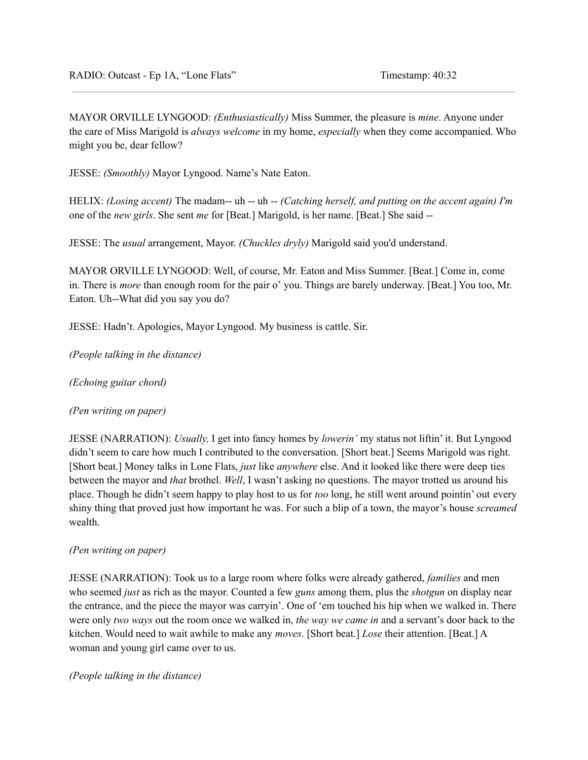MAYOR ORVILLE LYNGOOD: *(Enthusiastically)* Miss Summer, the pleasure is *mine*. Anyone under the care of Miss Marigold is *always welcome* in my home, *especially* when they come accompanied. Who might you be, dear fellow?

JESSE: *(Smoothly)* Mayor Lyngood. Name's Nate Eaton.

HELIX: *(Losing accent)* The madam-- uh -- uh -- *(Catching herself, and putting on the accent again) I'm* one of the *new girls*. She sent *me* for [Beat.] Marigold, is her name. [Beat.] She said --

JESSE: The *usual* arrangement, Mayor. *(Chuckles dryly)* Marigold said you'd understand.

MAYOR ORVILLE LYNGOOD: Well, of course, Mr. Eaton and Miss Summer. [Beat.] Come in, come in. There is *more* than enough room for the pair o' you. Things are barely underway. [Beat.] You too, Mr. Eaton. Uh--What did you say you do?

JESSE: Hadn't. Apologies, Mayor Lyngood. My business is cattle. Sir.

*(People talking in the distance)*

*(Echoing guitar chord)*

*(Pen writing on paper)*

JESSE (NARRATION): *Usually,* I get into fancy homes by *lowerin'* my status not liftin' it. But Lyngood didn't seem to care how much I contributed to the conversation. [Short beat.] Seems Marigold was right. [Short beat.] Money talks in Lone Flats, *just* like *anywhere* else. And it looked like there were deep ties between the mayor and *that* brothel. *Well*, I wasn't asking no questions. The mayor trotted us around his place. Though he didn't seem happy to play host to us for *too* long, he still went around pointin' out every shiny thing that proved just how important he was. For such a blip of a town, the mayor's house *screamed* wealth.

*(Pen writing on paper)*

JESSE (NARRATION): Took us to a large room where folks were already gathered, *families* and men who seemed *just* as rich as the mayor. Counted a few *guns* among them, plus the *shotgun* on display near the entrance, and the piece the mayor was carryin'. One of 'em touched his hip when we walked in. There were only *two ways* out the room once we walked in, *the way we came in* and a servant's door back to the kitchen. Would need to wait awhile to make any *moves*. [Short beat.] *Lose* their attention. [Beat.] A woman and young girl came over to us.

*(People talking in the distance)*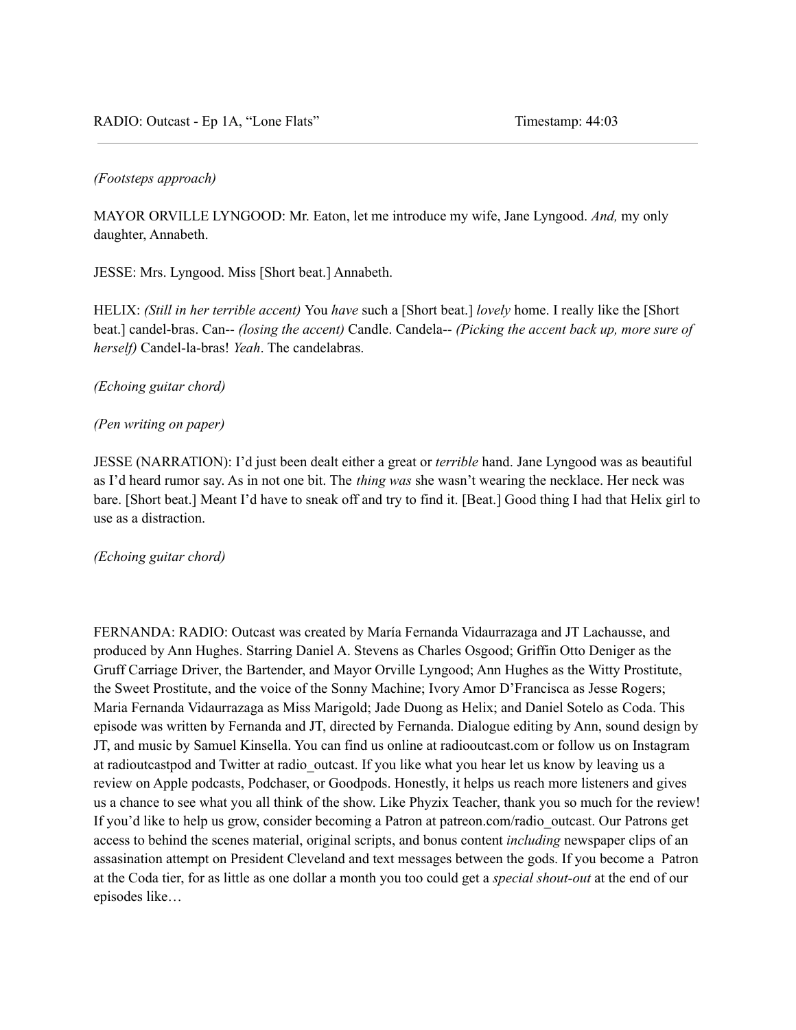*(Footsteps approach)*

MAYOR ORVILLE LYNGOOD: Mr. Eaton, let me introduce my wife, Jane Lyngood. *And,* my only daughter, Annabeth.

JESSE: Mrs. Lyngood. Miss [Short beat.] Annabeth.

HELIX: *(Still in her terrible accent)* You *have* such a [Short beat.] *lovely* home. I really like the [Short beat.] candel-bras. Can-- *(losing the accent)* Candle. Candela-- *(Picking the accent back up, more sure of herself)* Candel-la-bras! *Yeah*. The candelabras.

*(Echoing guitar chord)*

*(Pen writing on paper)*

JESSE (NARRATION): I'd just been dealt either a great or *terrible* hand. Jane Lyngood was as beautiful as I'd heard rumor say. As in not one bit. The *thing was* she wasn't wearing the necklace. Her neck was bare. [Short beat.] Meant I'd have to sneak off and try to find it. [Beat.] Good thing I had that Helix girl to use as a distraction.

*(Echoing guitar chord)*

FERNANDA: RADIO: Outcast was created by María Fernanda Vidaurrazaga and JT Lachausse, and produced by Ann Hughes. Starring Daniel A. Stevens as Charles Osgood; Griffin Otto Deniger as the Gruff Carriage Driver, the Bartender, and Mayor Orville Lyngood; Ann Hughes as the Witty Prostitute, the Sweet Prostitute, and the voice of the Sonny Machine; Ivory Amor D'Francisca as Jesse Rogers; Maria Fernanda Vidaurrazaga as Miss Marigold; Jade Duong as Helix; and Daniel Sotelo as Coda. This episode was written by Fernanda and JT, directed by Fernanda. Dialogue editing by Ann, sound design by JT, and music by Samuel Kinsella. You can find us online at radiooutcast.com or follow us on Instagram at radioutcastpod and Twitter at radio_outcast. If you like what you hear let us know by leaving us a review on Apple podcasts, Podchaser, or Goodpods. Honestly, it helps us reach more listeners and gives us a chance to see what you all think of the show. Like Phyzix Teacher, thank you so much for the review! If you'd like to help us grow, consider becoming a Patron at patreon.com/radio_outcast. Our Patrons get access to behind the scenes material, original scripts, and bonus content *including* newspaper clips of an assasination attempt on President Cleveland and text messages between the gods. If you become a Patron at the Coda tier, for as little as one dollar a month you too could get a *special shout-out* at the end of our episodes like…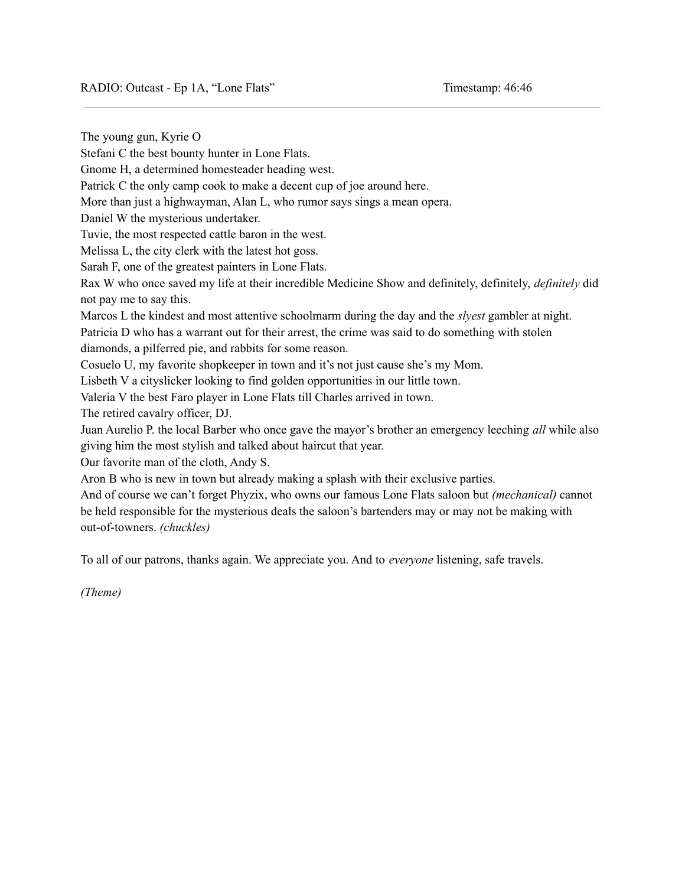The young gun, Kyrie O

Stefani C the best bounty hunter in Lone Flats.

Gnome H, a determined homesteader heading west.

Patrick C the only camp cook to make a decent cup of joe around here.

More than just a highwayman, Alan L, who rumor says sings a mean opera.

Daniel W the mysterious undertaker.

Tuvie, the most respected cattle baron in the west.

Melissa L, the city clerk with the latest hot goss.

Sarah F, one of the greatest painters in Lone Flats.

Rax W who once saved my life at their incredible Medicine Show and definitely, definitely, *definitely* did not pay me to say this.

Marcos L the kindest and most attentive schoolmarm during the day and the *slyest* gambler at night.

Patricia D who has a warrant out for their arrest, the crime was said to do something with stolen diamonds, a pilferred pie, and rabbits for some reason.

Cosuelo U, my favorite shopkeeper in town and it's not just cause she's my Mom.

Lisbeth V a cityslicker looking to find golden opportunities in our little town.

Valeria V the best Faro player in Lone Flats till Charles arrived in town.

The retired cavalry officer, DJ.

Juan Aurelio P. the local Barber who once gave the mayor's brother an emergency leeching *all* while also giving him the most stylish and talked about haircut that year.

Our favorite man of the cloth, Andy S.

Aron B who is new in town but already making a splash with their exclusive parties.

And of course we can't forget Phyzix, who owns our famous Lone Flats saloon but *(mechanical)* cannot be held responsible for the mysterious deals the saloon's bartenders may or may not be making with out-of-towners. *(chuckles)*

To all of our patrons, thanks again. We appreciate you. And to *everyone* listening, safe travels.

*(Theme)*